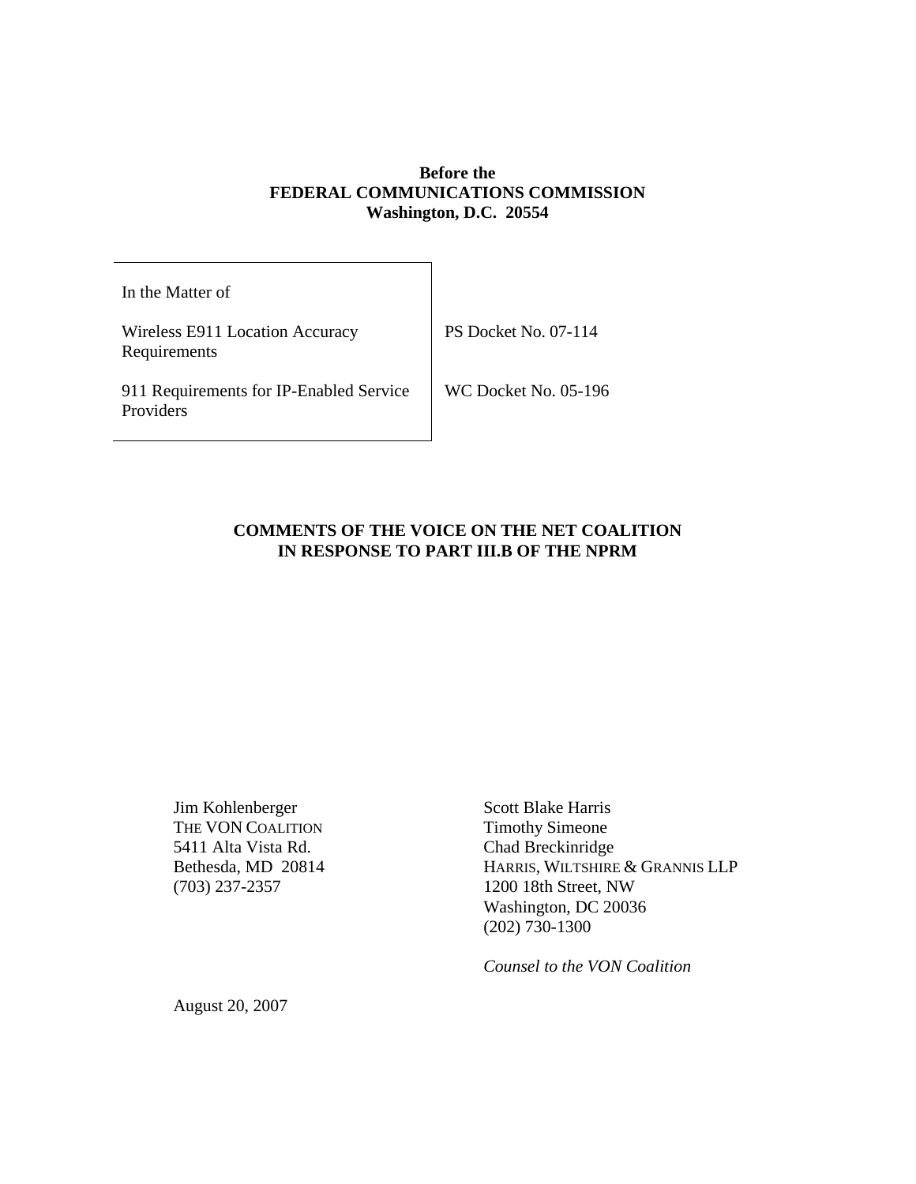**Before the**
**FEDERAL COMMUNICATIONS COMMISSION**
**Washington, D.C. 20554**

| In the Matter of | |
|---|---|
| Wireless E911 Location Accuracy Requirements | PS Docket No. 07-114 |
| 911 Requirements for IP-Enabled Service Providers | WC Docket No. 05-196 |

**COMMENTS OF THE VOICE ON THE NET COALITION IN RESPONSE TO PART III.B OF THE NPRM**

Jim Kohlenberger
THE VON COALITION
5411 Alta Vista Rd.
Bethesda, MD 20814
(703) 237-2357

Scott Blake Harris
Timothy Simeone
Chad Breckinridge
HARRIS, WILTSHIRE & GRANNIS LLP
1200 18th Street, NW
Washington, DC 20036
(202) 730-1300

*Counsel to the VON Coalition*

August 20, 2007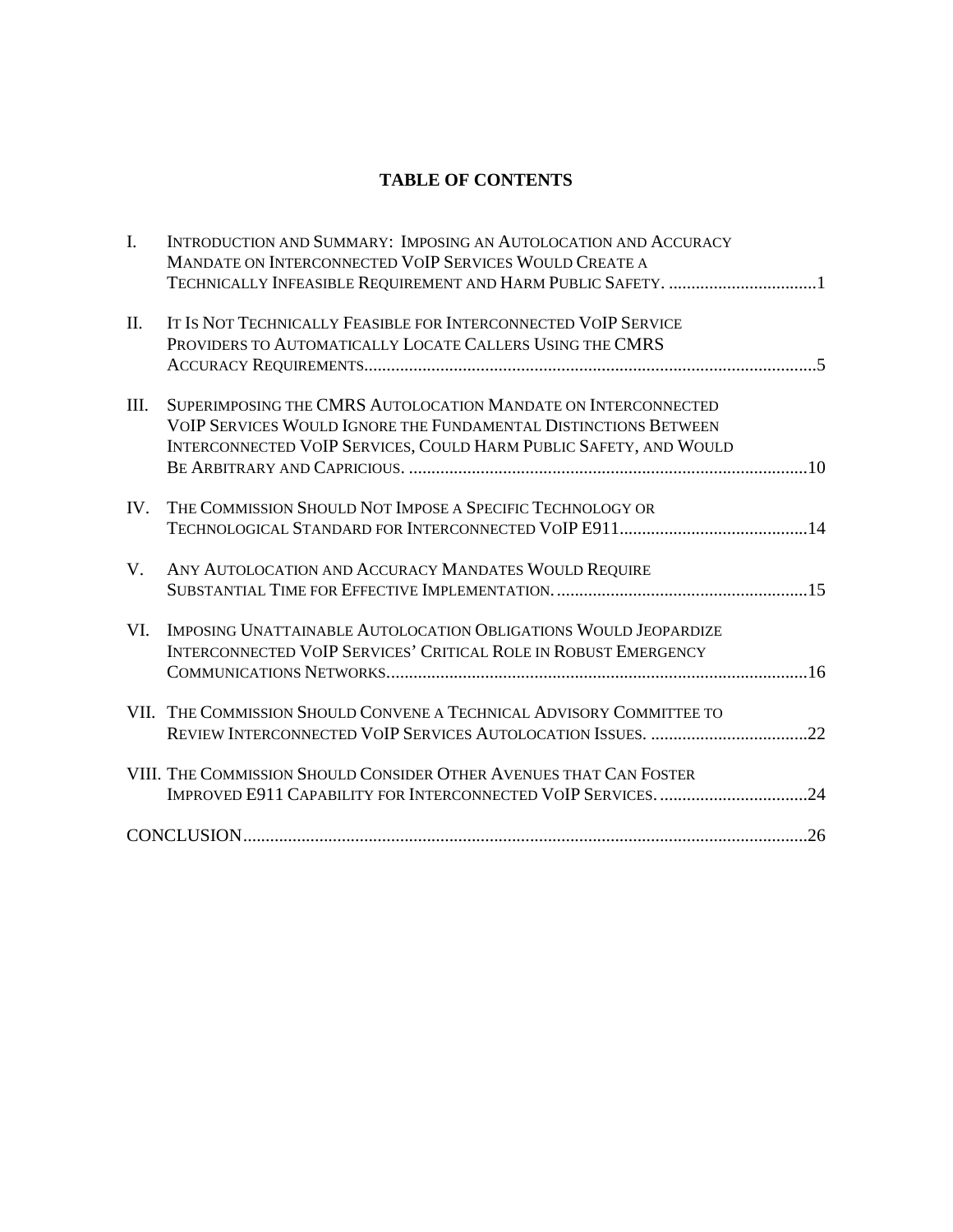# TABLE OF CONTENTS

I. INTRODUCTION AND SUMMARY: IMPOSING AN AUTOLOCATION AND ACCURACY MANDATE ON INTERCONNECTED VOIP SERVICES WOULD CREATE A TECHNICALLY INFEASIBLE REQUIREMENT AND HARM PUBLIC SAFETY. ....1

II. IT IS NOT TECHNICALLY FEASIBLE FOR INTERCONNECTED VOIP SERVICE PROVIDERS TO AUTOMATICALLY LOCATE CALLERS USING THE CMRS ACCURACY REQUIREMENTS....5

III. SUPERIMPOSING THE CMRS AUTOLOCATION MANDATE ON INTERCONNECTED VOIP SERVICES WOULD IGNORE THE FUNDAMENTAL DISTINCTIONS BETWEEN INTERCONNECTED VOIP SERVICES, COULD HARM PUBLIC SAFETY, AND WOULD BE ARBITRARY AND CAPRICIOUS. ....10

IV. THE COMMISSION SHOULD NOT IMPOSE A SPECIFIC TECHNOLOGY OR TECHNOLOGICAL STANDARD FOR INTERCONNECTED VOIP E911....14

V. ANY AUTOLOCATION AND ACCURACY MANDATES WOULD REQUIRE SUBSTANTIAL TIME FOR EFFECTIVE IMPLEMENTATION. ....15

VI. IMPOSING UNATTAINABLE AUTOLOCATION OBLIGATIONS WOULD JEOPARDIZE INTERCONNECTED VOIP SERVICES' CRITICAL ROLE IN ROBUST EMERGENCY COMMUNICATIONS NETWORKS....16

VII. THE COMMISSION SHOULD CONVENE A TECHNICAL ADVISORY COMMITTEE TO REVIEW INTERCONNECTED VOIP SERVICES AUTOLOCATION ISSUES. ....22

VIII. THE COMMISSION SHOULD CONSIDER OTHER AVENUES THAT CAN FOSTER IMPROVED E911 CAPABILITY FOR INTERCONNECTED VOIP SERVICES. ....24

CONCLUSION....26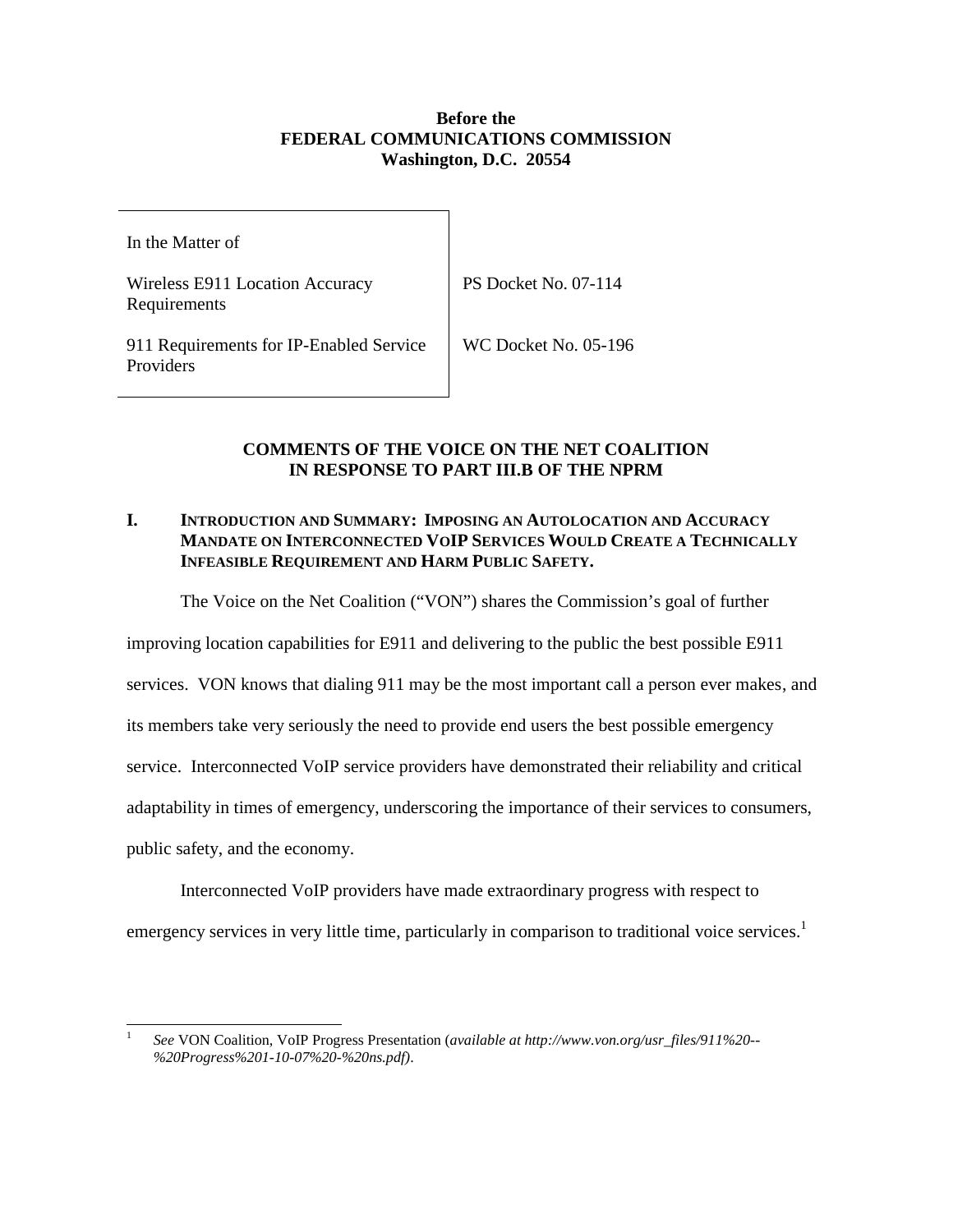**Before the**
**FEDERAL COMMUNICATIONS COMMISSION**
**Washington, D.C. 20554**

| In the Matter of | |
|---|---|
| Wireless E911 Location Accuracy Requirements | PS Docket No. 07-114 |
| 911 Requirements for IP-Enabled Service Providers | WC Docket No. 05-196 |

**COMMENTS OF THE VOICE ON THE NET COALITION IN RESPONSE TO PART III.B OF THE NPRM**

## I. INTRODUCTION AND SUMMARY: IMPOSING AN AUTOLOCATION AND ACCURACY MANDATE ON INTERCONNECTED VOIP SERVICES WOULD CREATE A TECHNICALLY INFEASIBLE REQUIREMENT AND HARM PUBLIC SAFETY.

The Voice on the Net Coalition ("VON") shares the Commission's goal of further improving location capabilities for E911 and delivering to the public the best possible E911 services. VON knows that dialing 911 may be the most important call a person ever makes, and its members take very seriously the need to provide end users the best possible emergency service. Interconnected VoIP service providers have demonstrated their reliability and critical adaptability in times of emergency, underscoring the importance of their services to consumers, public safety, and the economy.

Interconnected VoIP providers have made extraordinary progress with respect to emergency services in very little time, particularly in comparison to traditional voice services.[1]

---

[1] *See* VON Coalition, VoIP Progress Presentation (*available at http://www.von.org/usr_files/911%20--%20Progress%201-10-07%20-%20ns.pdf*).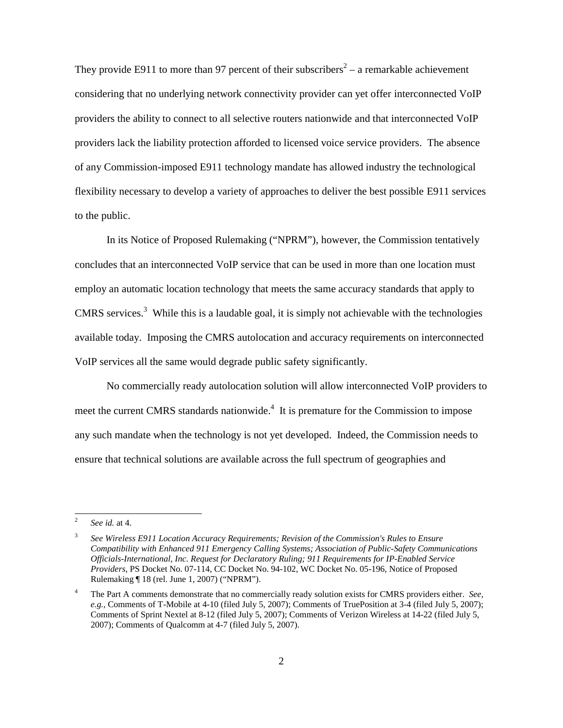They provide E911 to more than 97 percent of their subscribers[2] – a remarkable achievement considering that no underlying network connectivity provider can yet offer interconnected VoIP providers the ability to connect to all selective routers nationwide and that interconnected VoIP providers lack the liability protection afforded to licensed voice service providers. The absence of any Commission-imposed E911 technology mandate has allowed industry the technological flexibility necessary to develop a variety of approaches to deliver the best possible E911 services to the public.

In its Notice of Proposed Rulemaking ("NPRM"), however, the Commission tentatively concludes that an interconnected VoIP service that can be used in more than one location must employ an automatic location technology that meets the same accuracy standards that apply to CMRS services.[3] While this is a laudable goal, it is simply not achievable with the technologies available today. Imposing the CMRS autolocation and accuracy requirements on interconnected VoIP services all the same would degrade public safety significantly.

No commercially ready autolocation solution will allow interconnected VoIP providers to meet the current CMRS standards nationwide.[4] It is premature for the Commission to impose any such mandate when the technology is not yet developed. Indeed, the Commission needs to ensure that technical solutions are available across the full spectrum of geographies and

---

[2] *See id.* at 4.

[3] *See Wireless E911 Location Accuracy Requirements; Revision of the Commission's Rules to Ensure Compatibility with Enhanced 911 Emergency Calling Systems; Association of Public-Safety Communications Officials-International, Inc. Request for Declaratory Ruling; 911 Requirements for IP-Enabled Service Providers,* PS Docket No. 07-114, CC Docket No. 94-102, WC Docket No. 05-196, Notice of Proposed Rulemaking ¶ 18 (rel. June 1, 2007) ("NPRM").

[4] The Part A comments demonstrate that no commercially ready solution exists for CMRS providers either. *See, e.g.,* Comments of T-Mobile at 4-10 (filed July 5, 2007); Comments of TruePosition at 3-4 (filed July 5, 2007); Comments of Sprint Nextel at 8-12 (filed July 5, 2007); Comments of Verizon Wireless at 14-22 (filed July 5, 2007); Comments of Qualcomm at 4-7 (filed July 5, 2007).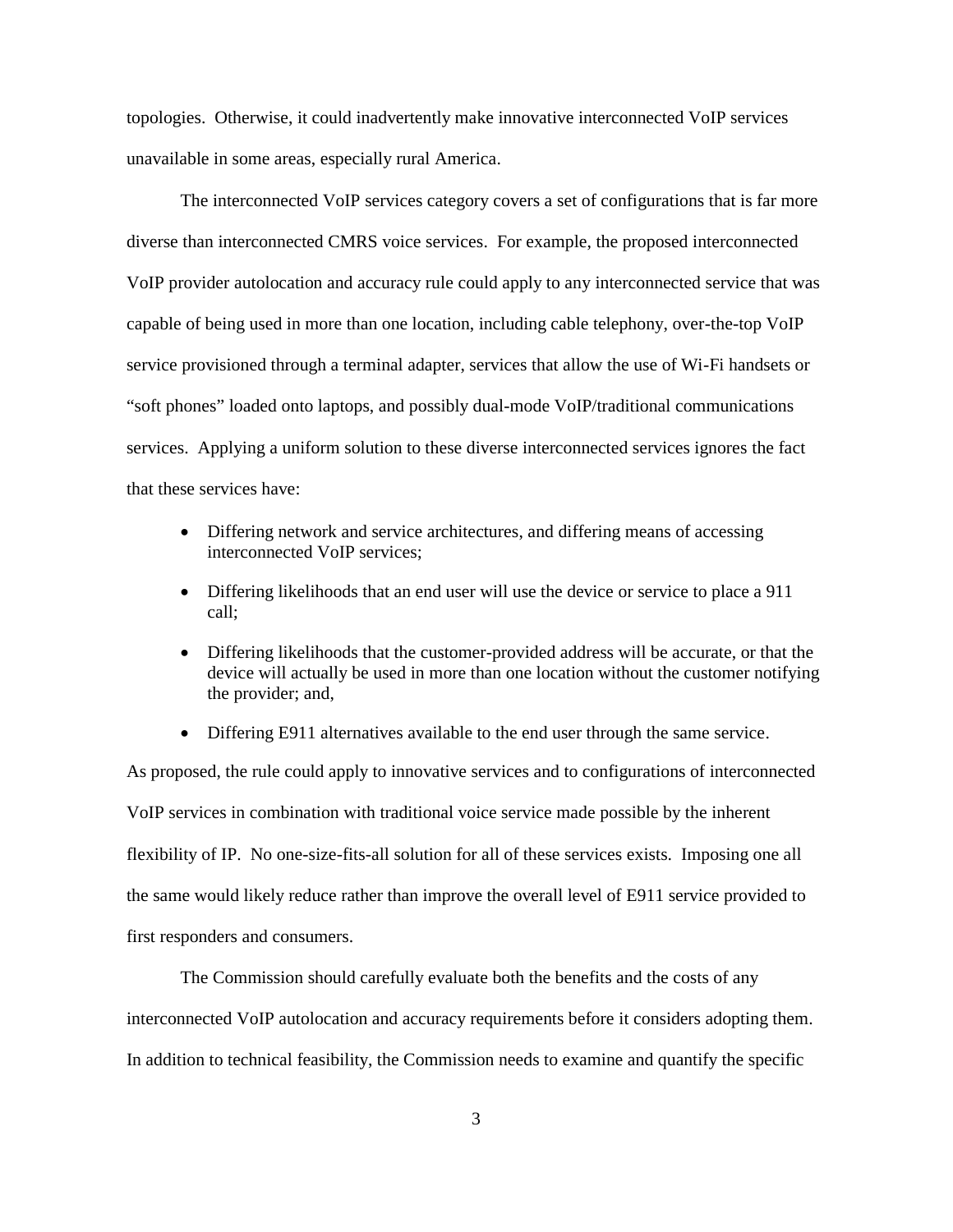topologies. Otherwise, it could inadvertently make innovative interconnected VoIP services unavailable in some areas, especially rural America.

The interconnected VoIP services category covers a set of configurations that is far more diverse than interconnected CMRS voice services. For example, the proposed interconnected VoIP provider autolocation and accuracy rule could apply to any interconnected service that was capable of being used in more than one location, including cable telephony, over-the-top VoIP service provisioned through a terminal adapter, services that allow the use of Wi-Fi handsets or "soft phones" loaded onto laptops, and possibly dual-mode VoIP/traditional communications services. Applying a uniform solution to these diverse interconnected services ignores the fact that these services have:

- Differing network and service architectures, and differing means of accessing interconnected VoIP services;
- Differing likelihoods that an end user will use the device or service to place a 911 call;
- Differing likelihoods that the customer-provided address will be accurate, or that the device will actually be used in more than one location without the customer notifying the provider; and,
- Differing E911 alternatives available to the end user through the same service.

As proposed, the rule could apply to innovative services and to configurations of interconnected VoIP services in combination with traditional voice service made possible by the inherent flexibility of IP. No one-size-fits-all solution for all of these services exists. Imposing one all the same would likely reduce rather than improve the overall level of E911 service provided to first responders and consumers.

The Commission should carefully evaluate both the benefits and the costs of any interconnected VoIP autolocation and accuracy requirements before it considers adopting them. In addition to technical feasibility, the Commission needs to examine and quantify the specific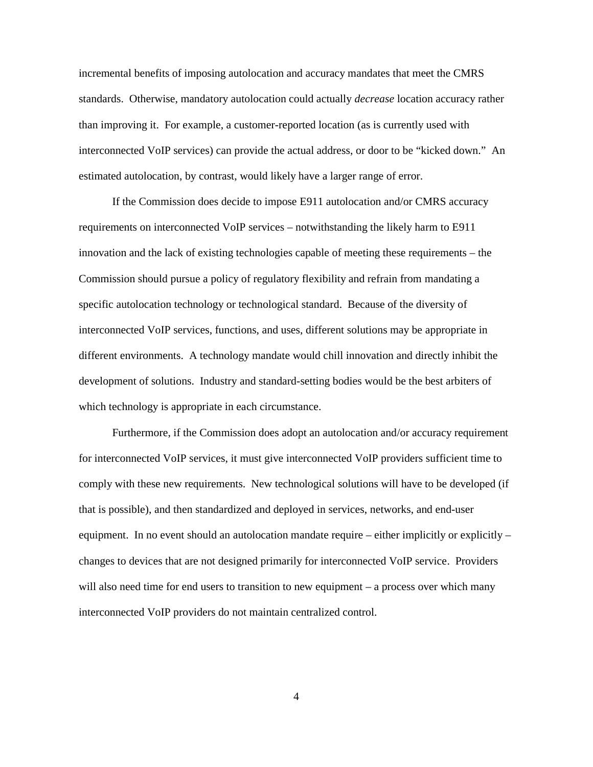incremental benefits of imposing autolocation and accuracy mandates that meet the CMRS standards. Otherwise, mandatory autolocation could actually *decrease* location accuracy rather than improving it. For example, a customer-reported location (as is currently used with interconnected VoIP services) can provide the actual address, or door to be "kicked down." An estimated autolocation, by contrast, would likely have a larger range of error.

If the Commission does decide to impose E911 autolocation and/or CMRS accuracy requirements on interconnected VoIP services – notwithstanding the likely harm to E911 innovation and the lack of existing technologies capable of meeting these requirements – the Commission should pursue a policy of regulatory flexibility and refrain from mandating a specific autolocation technology or technological standard. Because of the diversity of interconnected VoIP services, functions, and uses, different solutions may be appropriate in different environments. A technology mandate would chill innovation and directly inhibit the development of solutions. Industry and standard-setting bodies would be the best arbiters of which technology is appropriate in each circumstance.

Furthermore, if the Commission does adopt an autolocation and/or accuracy requirement for interconnected VoIP services, it must give interconnected VoIP providers sufficient time to comply with these new requirements. New technological solutions will have to be developed (if that is possible), and then standardized and deployed in services, networks, and end-user equipment. In no event should an autolocation mandate require – either implicitly or explicitly – changes to devices that are not designed primarily for interconnected VoIP service. Providers will also need time for end users to transition to new equipment – a process over which many interconnected VoIP providers do not maintain centralized control.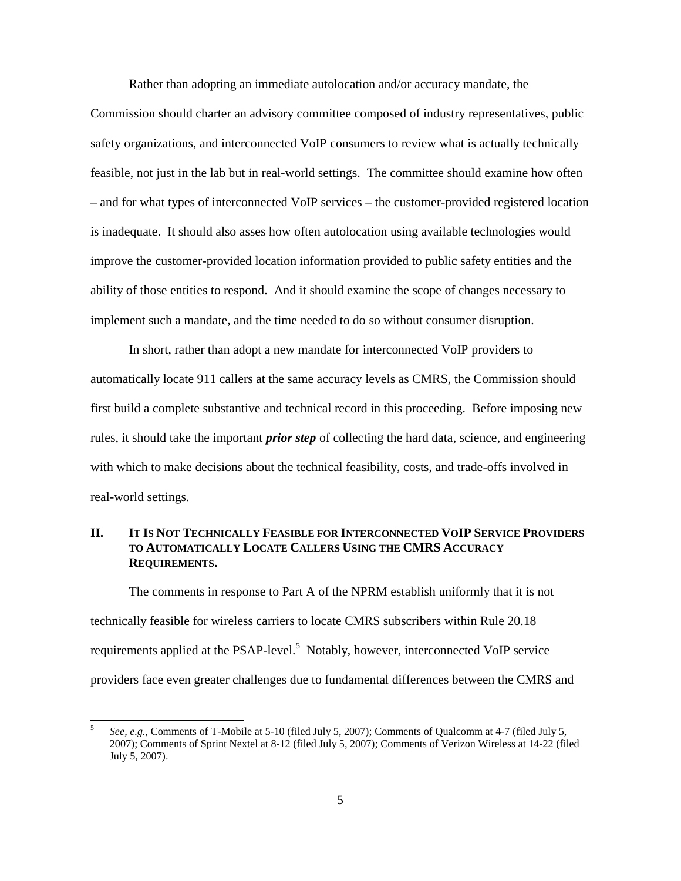Rather than adopting an immediate autolocation and/or accuracy mandate, the Commission should charter an advisory committee composed of industry representatives, public safety organizations, and interconnected VoIP consumers to review what is actually technically feasible, not just in the lab but in real-world settings. The committee should examine how often – and for what types of interconnected VoIP services – the customer-provided registered location is inadequate. It should also asses how often autolocation using available technologies would improve the customer-provided location information provided to public safety entities and the ability of those entities to respond. And it should examine the scope of changes necessary to implement such a mandate, and the time needed to do so without consumer disruption.

In short, rather than adopt a new mandate for interconnected VoIP providers to automatically locate 911 callers at the same accuracy levels as CMRS, the Commission should first build a complete substantive and technical record in this proceeding. Before imposing new rules, it should take the important ***prior step*** of collecting the hard data, science, and engineering with which to make decisions about the technical feasibility, costs, and trade-offs involved in real-world settings.

## II. It Is Not Technically Feasible for Interconnected VoIP Service Providers to Automatically Locate Callers Using the CMRS Accuracy Requirements.

The comments in response to Part A of the NPRM establish uniformly that it is not technically feasible for wireless carriers to locate CMRS subscribers within Rule 20.18 requirements applied at the PSAP-level.[5] Notably, however, interconnected VoIP service providers face even greater challenges due to fundamental differences between the CMRS and

[5] *See, e.g.,* Comments of T-Mobile at 5-10 (filed July 5, 2007); Comments of Qualcomm at 4-7 (filed July 5, 2007); Comments of Sprint Nextel at 8-12 (filed July 5, 2007); Comments of Verizon Wireless at 14-22 (filed July 5, 2007).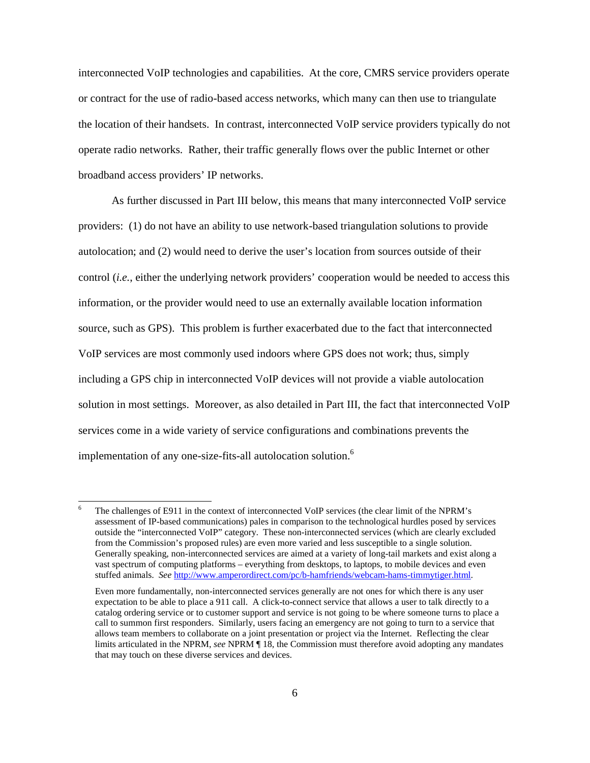interconnected VoIP technologies and capabilities. At the core, CMRS service providers operate or contract for the use of radio-based access networks, which many can then use to triangulate the location of their handsets. In contrast, interconnected VoIP service providers typically do not operate radio networks. Rather, their traffic generally flows over the public Internet or other broadband access providers' IP networks.

As further discussed in Part III below, this means that many interconnected VoIP service providers: (1) do not have an ability to use network-based triangulation solutions to provide autolocation; and (2) would need to derive the user's location from sources outside of their control (*i.e.*, either the underlying network providers' cooperation would be needed to access this information, or the provider would need to use an externally available location information source, such as GPS). This problem is further exacerbated due to the fact that interconnected VoIP services are most commonly used indoors where GPS does not work; thus, simply including a GPS chip in interconnected VoIP devices will not provide a viable autolocation solution in most settings. Moreover, as also detailed in Part III, the fact that interconnected VoIP services come in a wide variety of service configurations and combinations prevents the implementation of any one-size-fits-all autolocation solution.[6]

---

[6] The challenges of E911 in the context of interconnected VoIP services (the clear limit of the NPRM's assessment of IP-based communications) pales in comparison to the technological hurdles posed by services outside the "interconnected VoIP" category. These non-interconnected services (which are clearly excluded from the Commission's proposed rules) are even more varied and less susceptible to a single solution. Generally speaking, non-interconnected services are aimed at a variety of long-tail markets and exist along a vast spectrum of computing platforms – everything from desktops, to laptops, to mobile devices and even stuffed animals. *See* http://www.amperordirect.com/pc/b-hamfriends/webcam-hams-timmytiger.html.

Even more fundamentally, non-interconnected services generally are not ones for which there is any user expectation to be able to place a 911 call. A click-to-connect service that allows a user to talk directly to a catalog ordering service or to customer support and service is not going to be where someone turns to place a call to summon first responders. Similarly, users facing an emergency are not going to turn to a service that allows team members to collaborate on a joint presentation or project via the Internet. Reflecting the clear limits articulated in the NPRM, *see* NPRM ¶ 18, the Commission must therefore avoid adopting any mandates that may touch on these diverse services and devices.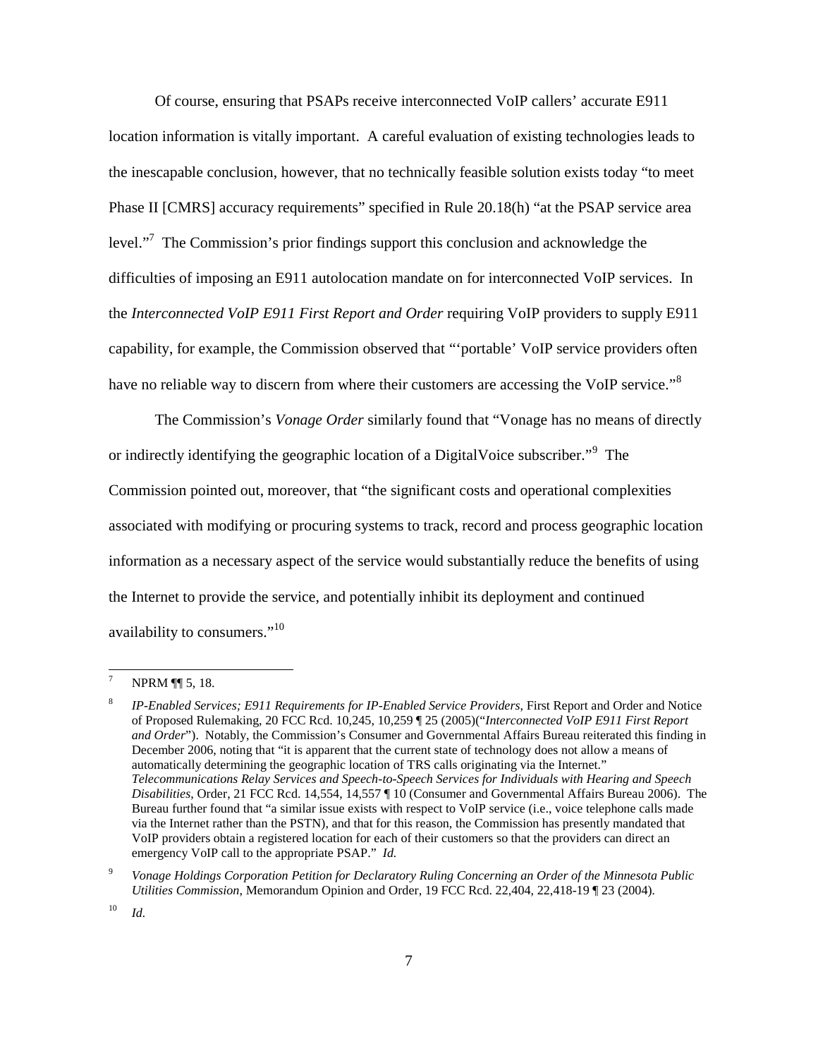Of course, ensuring that PSAPs receive interconnected VoIP callers' accurate E911 location information is vitally important. A careful evaluation of existing technologies leads to the inescapable conclusion, however, that no technically feasible solution exists today "to meet Phase II [CMRS] accuracy requirements" specified in Rule 20.18(h) "at the PSAP service area level."[7] The Commission's prior findings support this conclusion and acknowledge the difficulties of imposing an E911 autolocation mandate on for interconnected VoIP services. In the *Interconnected VoIP E911 First Report and Order* requiring VoIP providers to supply E911 capability, for example, the Commission observed that "'portable' VoIP service providers often have no reliable way to discern from where their customers are accessing the VoIP service."[8]

The Commission's *Vonage Order* similarly found that "Vonage has no means of directly or indirectly identifying the geographic location of a DigitalVoice subscriber."[9] The Commission pointed out, moreover, that "the significant costs and operational complexities associated with modifying or procuring systems to track, record and process geographic location information as a necessary aspect of the service would substantially reduce the benefits of using the Internet to provide the service, and potentially inhibit its deployment and continued availability to consumers."[10]

---

[7] NPRM ¶¶ 5, 18.

[8] *IP-Enabled Services; E911 Requirements for IP-Enabled Service Providers*, First Report and Order and Notice of Proposed Rulemaking, 20 FCC Rcd. 10,245, 10,259 ¶ 25 (2005)("*Interconnected VoIP E911 First Report and Order*"). Notably, the Commission's Consumer and Governmental Affairs Bureau reiterated this finding in December 2006, noting that "it is apparent that the current state of technology does not allow a means of automatically determining the geographic location of TRS calls originating via the Internet." *Telecommunications Relay Services and Speech-to-Speech Services for Individuals with Hearing and Speech Disabilities*, Order, 21 FCC Rcd. 14,554, 14,557 ¶ 10 (Consumer and Governmental Affairs Bureau 2006). The Bureau further found that "a similar issue exists with respect to VoIP service (i.e., voice telephone calls made via the Internet rather than the PSTN), and that for this reason, the Commission has presently mandated that VoIP providers obtain a registered location for each of their customers so that the providers can direct an emergency VoIP call to the appropriate PSAP." *Id.*

[9] *Vonage Holdings Corporation Petition for Declaratory Ruling Concerning an Order of the Minnesota Public Utilities Commission*, Memorandum Opinion and Order, 19 FCC Rcd. 22,404, 22,418-19 ¶ 23 (2004).

[10] *Id.*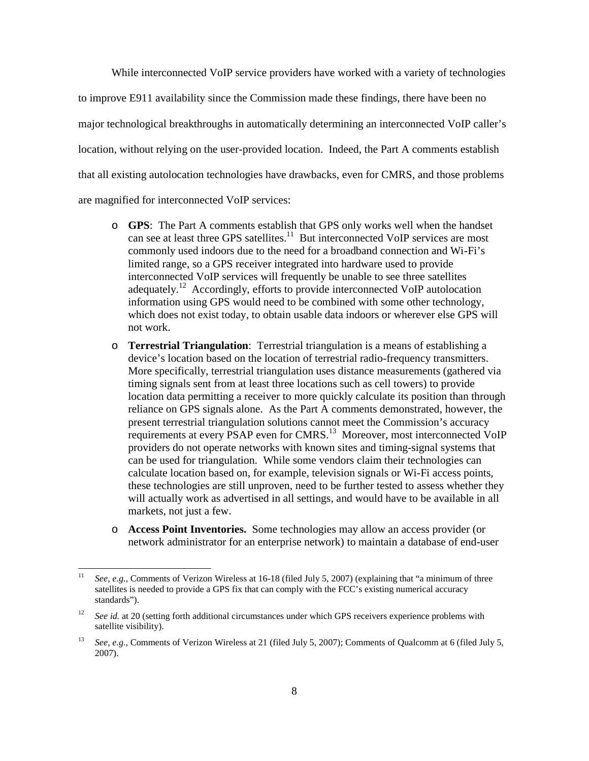While interconnected VoIP service providers have worked with a variety of technologies to improve E911 availability since the Commission made these findings, there have been no major technological breakthroughs in automatically determining an interconnected VoIP caller's location, without relying on the user-provided location. Indeed, the Part A comments establish that all existing autolocation technologies have drawbacks, even for CMRS, and those problems are magnified for interconnected VoIP services:

- **GPS**: The Part A comments establish that GPS only works well when the handset can see at least three GPS satellites.[11] But interconnected VoIP services are most commonly used indoors due to the need for a broadband connection and Wi-Fi's limited range, so a GPS receiver integrated into hardware used to provide interconnected VoIP services will frequently be unable to see three satellites adequately.[12] Accordingly, efforts to provide interconnected VoIP autolocation information using GPS would need to be combined with some other technology, which does not exist today, to obtain usable data indoors or wherever else GPS will not work.
- **Terrestrial Triangulation**: Terrestrial triangulation is a means of establishing a device's location based on the location of terrestrial radio-frequency transmitters. More specifically, terrestrial triangulation uses distance measurements (gathered via timing signals sent from at least three locations such as cell towers) to provide location data permitting a receiver to more quickly calculate its position than through reliance on GPS signals alone. As the Part A comments demonstrated, however, the present terrestrial triangulation solutions cannot meet the Commission's accuracy requirements at every PSAP even for CMRS.[13] Moreover, most interconnected VoIP providers do not operate networks with known sites and timing-signal systems that can be used for triangulation. While some vendors claim their technologies can calculate location based on, for example, television signals or Wi-Fi access points, these technologies are still unproven, need to be further tested to assess whether they will actually work as advertised in all settings, and would have to be available in all markets, not just a few.
- **Access Point Inventories.** Some technologies may allow an access provider (or network administrator for an enterprise network) to maintain a database of end-user

---

[11] *See, e.g.*, Comments of Verizon Wireless at 16-18 (filed July 5, 2007) (explaining that "a minimum of three satellites is needed to provide a GPS fix that can comply with the FCC's existing numerical accuracy standards").

[12] *See id.* at 20 (setting forth additional circumstances under which GPS receivers experience problems with satellite visibility).

[13] *See, e.g.*, Comments of Verizon Wireless at 21 (filed July 5, 2007); Comments of Qualcomm at 6 (filed July 5, 2007).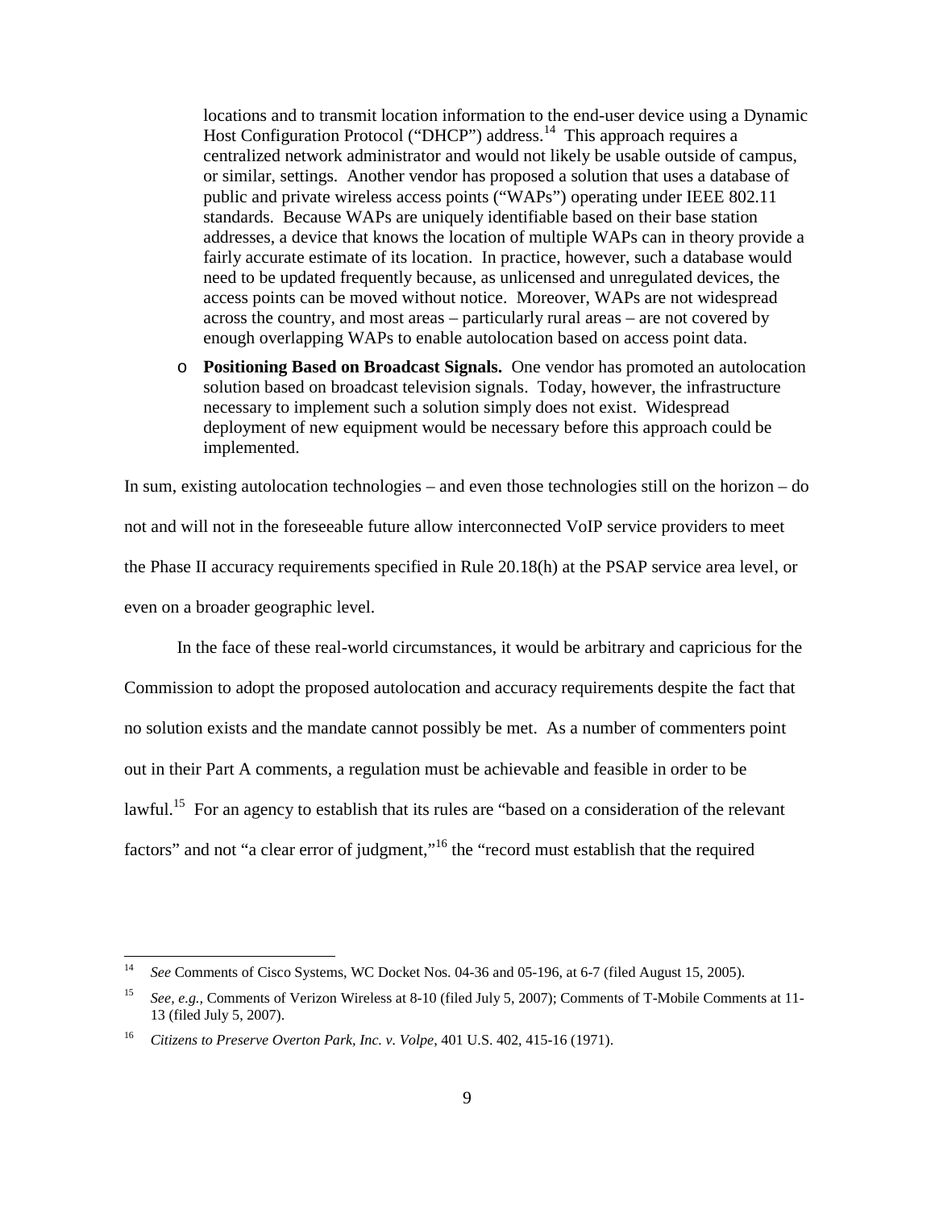locations and to transmit location information to the end-user device using a Dynamic Host Configuration Protocol ("DHCP") address.[14] This approach requires a centralized network administrator and would not likely be usable outside of campus, or similar, settings. Another vendor has proposed a solution that uses a database of public and private wireless access points ("WAPs") operating under IEEE 802.11 standards. Because WAPs are uniquely identifiable based on their base station addresses, a device that knows the location of multiple WAPs can in theory provide a fairly accurate estimate of its location. In practice, however, such a database would need to be updated frequently because, as unlicensed and unregulated devices, the access points can be moved without notice. Moreover, WAPs are not widespread across the country, and most areas – particularly rural areas – are not covered by enough overlapping WAPs to enable autolocation based on access point data.

- **Positioning Based on Broadcast Signals.** One vendor has promoted an autolocation solution based on broadcast television signals. Today, however, the infrastructure necessary to implement such a solution simply does not exist. Widespread deployment of new equipment would be necessary before this approach could be implemented.

In sum, existing autolocation technologies – and even those technologies still on the horizon – do not and will not in the foreseeable future allow interconnected VoIP service providers to meet the Phase II accuracy requirements specified in Rule 20.18(h) at the PSAP service area level, or even on a broader geographic level.

In the face of these real-world circumstances, it would be arbitrary and capricious for the Commission to adopt the proposed autolocation and accuracy requirements despite the fact that no solution exists and the mandate cannot possibly be met. As a number of commenters point out in their Part A comments, a regulation must be achievable and feasible in order to be lawful.[15] For an agency to establish that its rules are "based on a consideration of the relevant factors" and not "a clear error of judgment,"[16] the "record must establish that the required

---

[14] *See* Comments of Cisco Systems, WC Docket Nos. 04-36 and 05-196, at 6-7 (filed August 15, 2005).

[15] *See, e.g.,* Comments of Verizon Wireless at 8-10 (filed July 5, 2007); Comments of T-Mobile Comments at 11-13 (filed July 5, 2007).

[16] *Citizens to Preserve Overton Park, Inc. v. Volpe*, 401 U.S. 402, 415-16 (1971).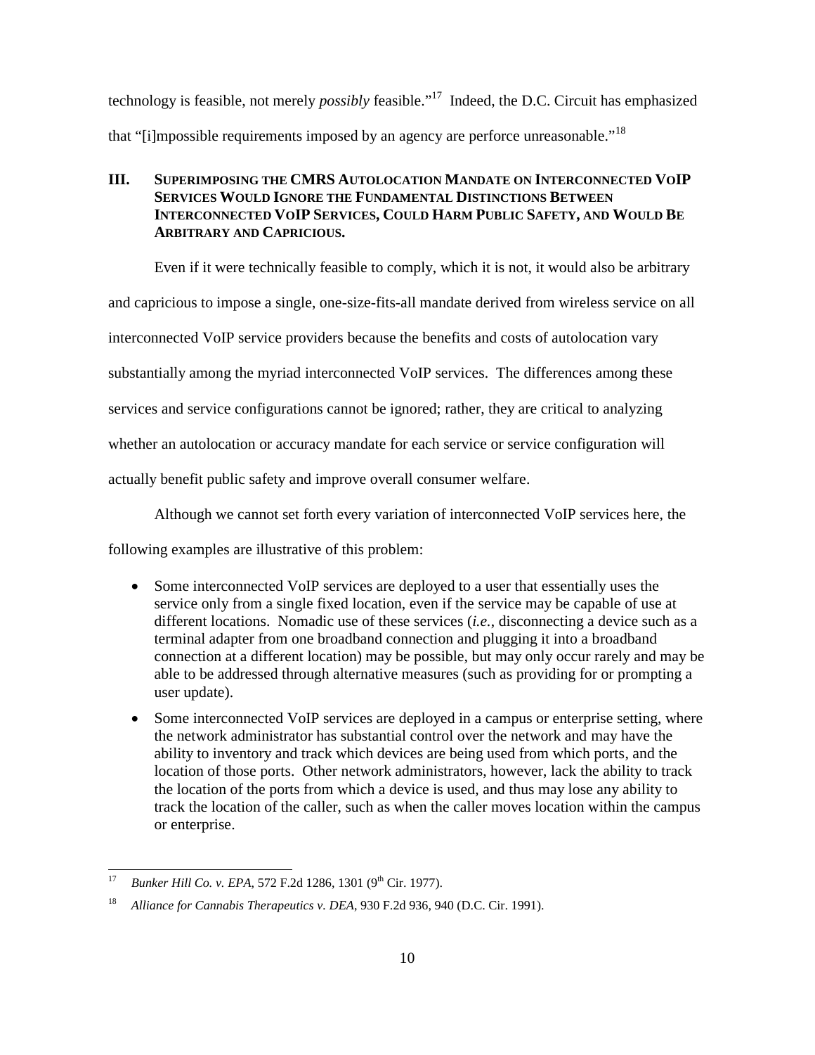technology is feasible, not merely *possibly* feasible."[17] Indeed, the D.C. Circuit has emphasized that "[i]mpossible requirements imposed by an agency are perforce unreasonable."[18]

## III. Superimposing the CMRS Autolocation Mandate on Interconnected VoIP Services Would Ignore the Fundamental Distinctions Between Interconnected VoIP Services, Could Harm Public Safety, and Would Be Arbitrary and Capricious.

Even if it were technically feasible to comply, which it is not, it would also be arbitrary and capricious to impose a single, one-size-fits-all mandate derived from wireless service on all interconnected VoIP service providers because the benefits and costs of autolocation vary substantially among the myriad interconnected VoIP services. The differences among these services and service configurations cannot be ignored; rather, they are critical to analyzing whether an autolocation or accuracy mandate for each service or service configuration will actually benefit public safety and improve overall consumer welfare.

Although we cannot set forth every variation of interconnected VoIP services here, the following examples are illustrative of this problem:

- Some interconnected VoIP services are deployed to a user that essentially uses the service only from a single fixed location, even if the service may be capable of use at different locations. Nomadic use of these services (*i.e.*, disconnecting a device such as a terminal adapter from one broadband connection and plugging it into a broadband connection at a different location) may be possible, but may only occur rarely and may be able to be addressed through alternative measures (such as providing for or prompting a user update).
- Some interconnected VoIP services are deployed in a campus or enterprise setting, where the network administrator has substantial control over the network and may have the ability to inventory and track which devices are being used from which ports, and the location of those ports. Other network administrators, however, lack the ability to track the location of the ports from which a device is used, and thus may lose any ability to track the location of the caller, such as when the caller moves location within the campus or enterprise.

---

[17] *Bunker Hill Co. v. EPA*, 572 F.2d 1286, 1301 (9th Cir. 1977).

[18] *Alliance for Cannabis Therapeutics v. DEA*, 930 F.2d 936, 940 (D.C. Cir. 1991).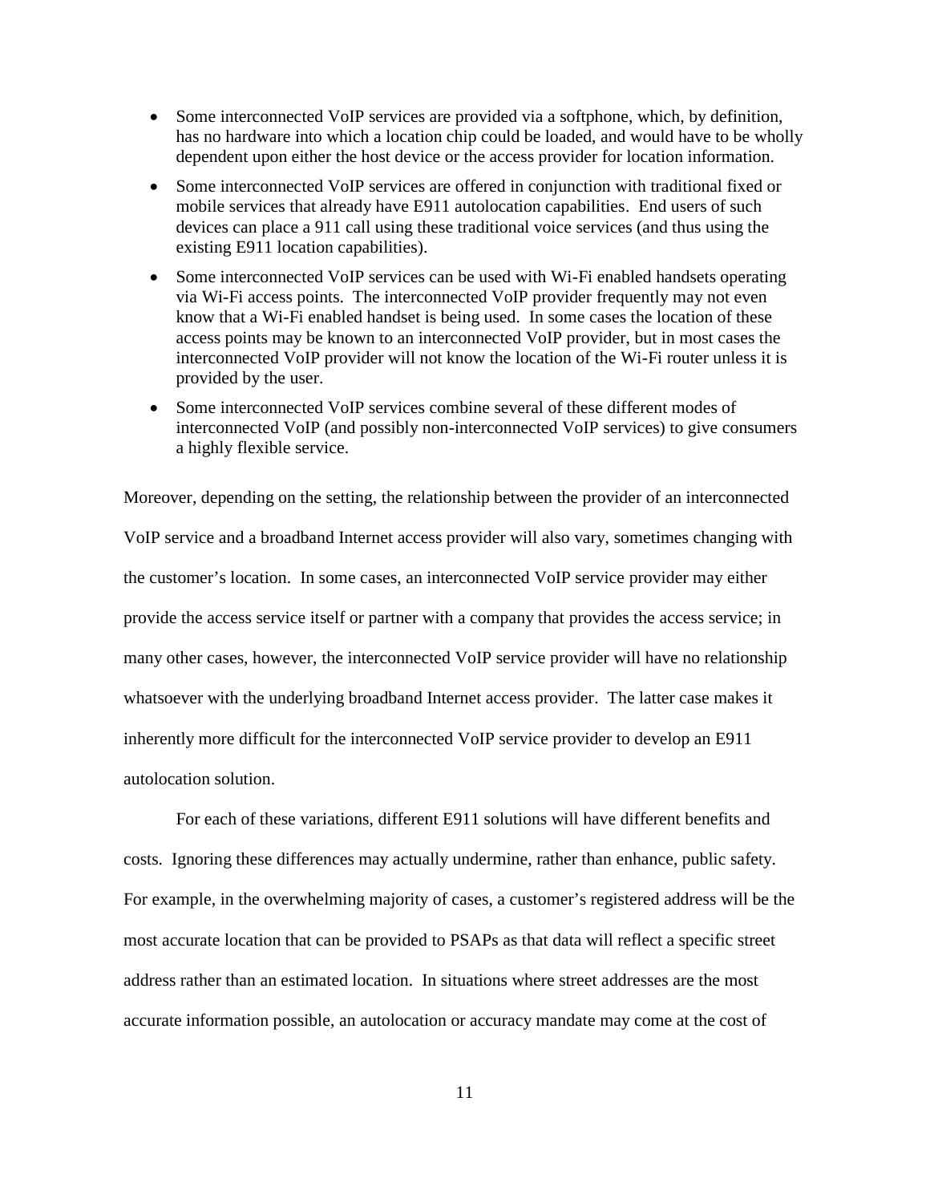- Some interconnected VoIP services are provided via a softphone, which, by definition, has no hardware into which a location chip could be loaded, and would have to be wholly dependent upon either the host device or the access provider for location information.
- Some interconnected VoIP services are offered in conjunction with traditional fixed or mobile services that already have E911 autolocation capabilities. End users of such devices can place a 911 call using these traditional voice services (and thus using the existing E911 location capabilities).
- Some interconnected VoIP services can be used with Wi-Fi enabled handsets operating via Wi-Fi access points. The interconnected VoIP provider frequently may not even know that a Wi-Fi enabled handset is being used. In some cases the location of these access points may be known to an interconnected VoIP provider, but in most cases the interconnected VoIP provider will not know the location of the Wi-Fi router unless it is provided by the user.
- Some interconnected VoIP services combine several of these different modes of interconnected VoIP (and possibly non-interconnected VoIP services) to give consumers a highly flexible service.

Moreover, depending on the setting, the relationship between the provider of an interconnected VoIP service and a broadband Internet access provider will also vary, sometimes changing with the customer's location. In some cases, an interconnected VoIP service provider may either provide the access service itself or partner with a company that provides the access service; in many other cases, however, the interconnected VoIP service provider will have no relationship whatsoever with the underlying broadband Internet access provider. The latter case makes it inherently more difficult for the interconnected VoIP service provider to develop an E911 autolocation solution.

For each of these variations, different E911 solutions will have different benefits and costs. Ignoring these differences may actually undermine, rather than enhance, public safety. For example, in the overwhelming majority of cases, a customer's registered address will be the most accurate location that can be provided to PSAPs as that data will reflect a specific street address rather than an estimated location. In situations where street addresses are the most accurate information possible, an autolocation or accuracy mandate may come at the cost of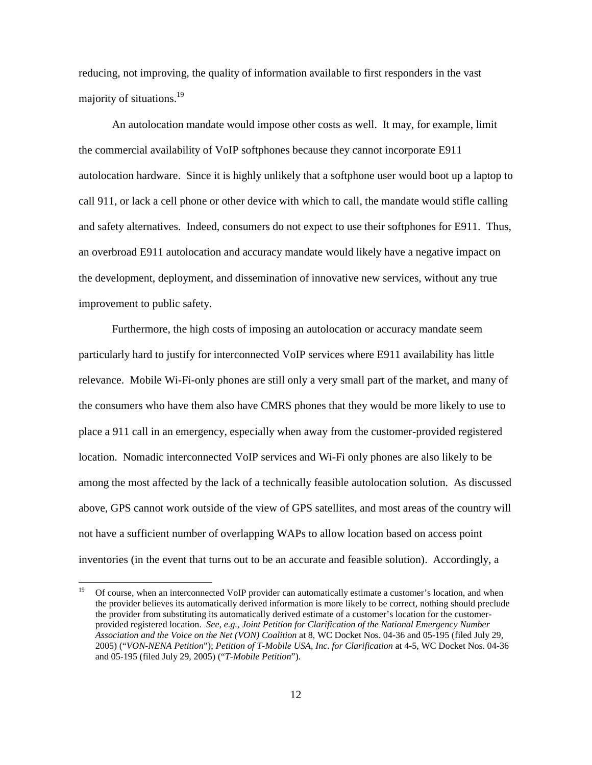reducing, not improving, the quality of information available to first responders in the vast majority of situations.[19]

An autolocation mandate would impose other costs as well. It may, for example, limit the commercial availability of VoIP softphones because they cannot incorporate E911 autolocation hardware. Since it is highly unlikely that a softphone user would boot up a laptop to call 911, or lack a cell phone or other device with which to call, the mandate would stifle calling and safety alternatives. Indeed, consumers do not expect to use their softphones for E911. Thus, an overbroad E911 autolocation and accuracy mandate would likely have a negative impact on the development, deployment, and dissemination of innovative new services, without any true improvement to public safety.

Furthermore, the high costs of imposing an autolocation or accuracy mandate seem particularly hard to justify for interconnected VoIP services where E911 availability has little relevance. Mobile Wi-Fi-only phones are still only a very small part of the market, and many of the consumers who have them also have CMRS phones that they would be more likely to use to place a 911 call in an emergency, especially when away from the customer-provided registered location. Nomadic interconnected VoIP services and Wi-Fi only phones are also likely to be among the most affected by the lack of a technically feasible autolocation solution. As discussed above, GPS cannot work outside of the view of GPS satellites, and most areas of the country will not have a sufficient number of overlapping WAPs to allow location based on access point inventories (in the event that turns out to be an accurate and feasible solution). Accordingly, a

---

[19] Of course, when an interconnected VoIP provider can automatically estimate a customer's location, and when the provider believes its automatically derived information is more likely to be correct, nothing should preclude the provider from substituting its automatically derived estimate of a customer's location for the customer-provided registered location. *See, e.g.*, *Joint Petition for Clarification of the National Emergency Number Association and the Voice on the Net (VON) Coalition* at 8, WC Docket Nos. 04-36 and 05-195 (filed July 29, 2005) ("*VON-NENA Petition*"); *Petition of T-Mobile USA, Inc. for Clarification* at 4-5, WC Docket Nos. 04-36 and 05-195 (filed July 29, 2005) ("*T-Mobile Petition*").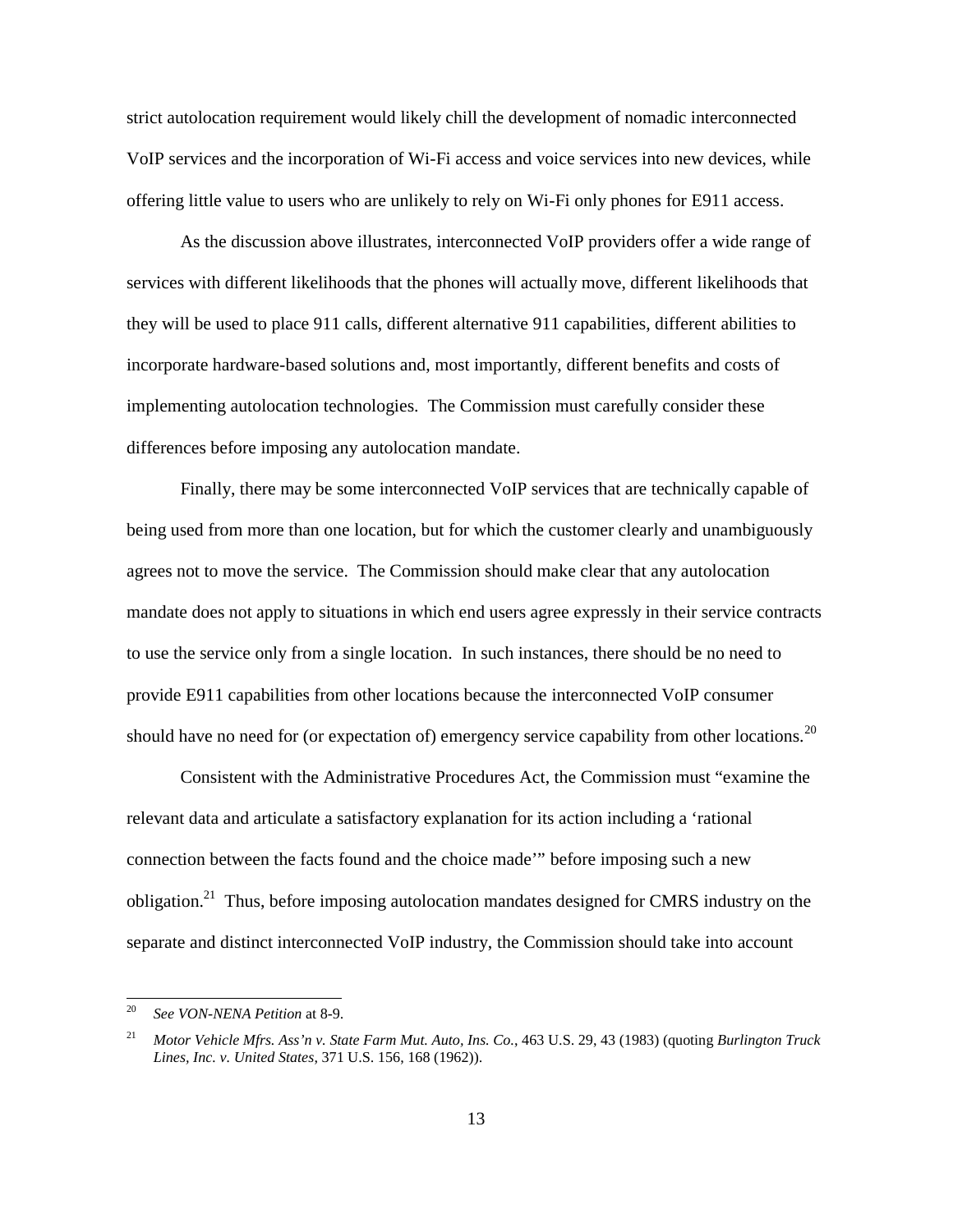strict autolocation requirement would likely chill the development of nomadic interconnected VoIP services and the incorporation of Wi-Fi access and voice services into new devices, while offering little value to users who are unlikely to rely on Wi-Fi only phones for E911 access.

As the discussion above illustrates, interconnected VoIP providers offer a wide range of services with different likelihoods that the phones will actually move, different likelihoods that they will be used to place 911 calls, different alternative 911 capabilities, different abilities to incorporate hardware-based solutions and, most importantly, different benefits and costs of implementing autolocation technologies. The Commission must carefully consider these differences before imposing any autolocation mandate.

Finally, there may be some interconnected VoIP services that are technically capable of being used from more than one location, but for which the customer clearly and unambiguously agrees not to move the service. The Commission should make clear that any autolocation mandate does not apply to situations in which end users agree expressly in their service contracts to use the service only from a single location. In such instances, there should be no need to provide E911 capabilities from other locations because the interconnected VoIP consumer should have no need for (or expectation of) emergency service capability from other locations.[20]

Consistent with the Administrative Procedures Act, the Commission must "examine the relevant data and articulate a satisfactory explanation for its action including a 'rational connection between the facts found and the choice made'" before imposing such a new obligation.[21] Thus, before imposing autolocation mandates designed for CMRS industry on the separate and distinct interconnected VoIP industry, the Commission should take into account

---

[20] *See VON-NENA Petition* at 8-9.

[21] *Motor Vehicle Mfrs. Ass'n v. State Farm Mut. Auto, Ins. Co.*, 463 U.S. 29, 43 (1983) (quoting *Burlington Truck Lines, Inc. v. United States*, 371 U.S. 156, 168 (1962)).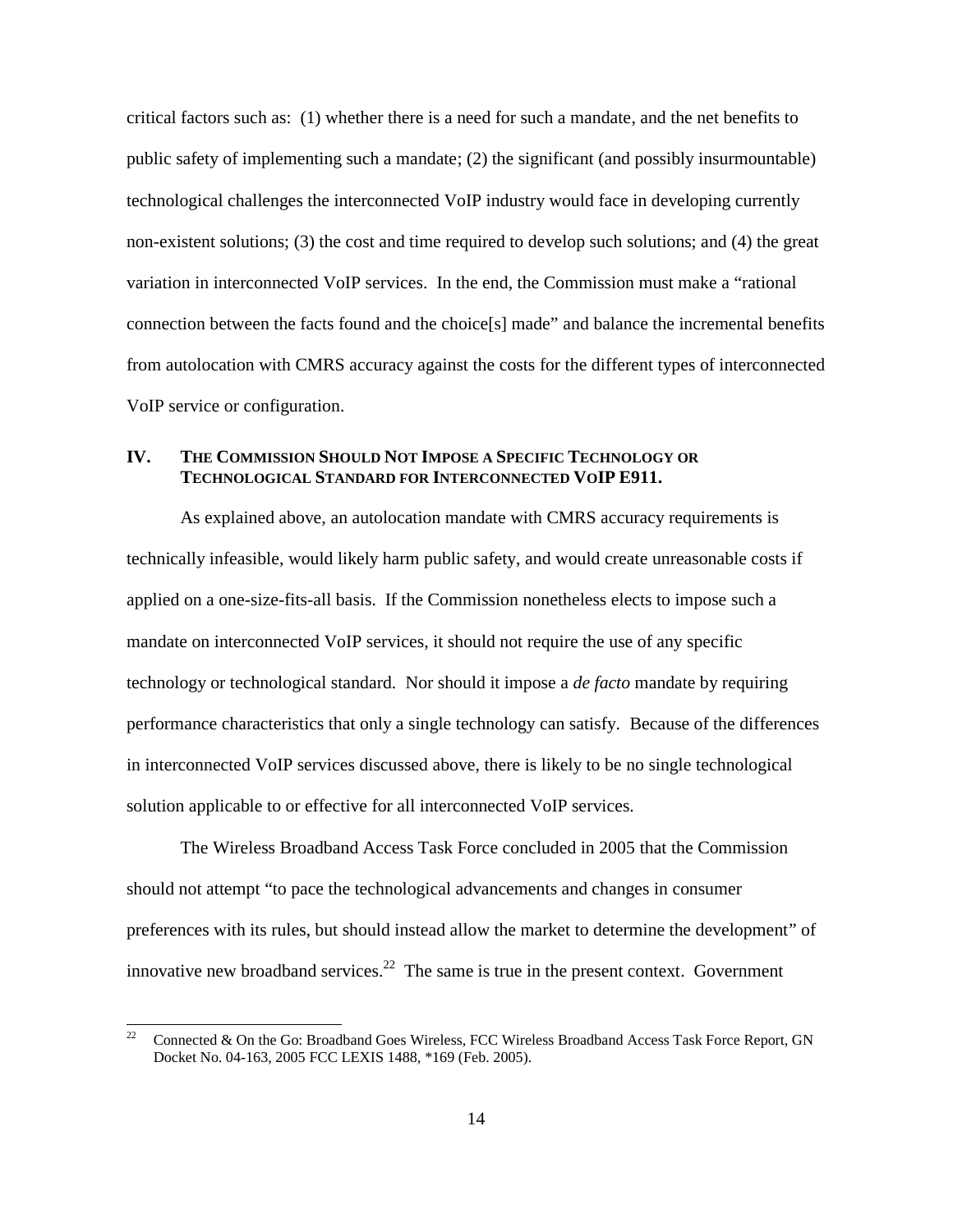critical factors such as: (1) whether there is a need for such a mandate, and the net benefits to public safety of implementing such a mandate; (2) the significant (and possibly insurmountable) technological challenges the interconnected VoIP industry would face in developing currently non-existent solutions; (3) the cost and time required to develop such solutions; and (4) the great variation in interconnected VoIP services. In the end, the Commission must make a "rational connection between the facts found and the choice[s] made" and balance the incremental benefits from autolocation with CMRS accuracy against the costs for the different types of interconnected VoIP service or configuration.

## IV. The Commission Should Not Impose a Specific Technology or Technological Standard for Interconnected VoIP E911.

As explained above, an autolocation mandate with CMRS accuracy requirements is technically infeasible, would likely harm public safety, and would create unreasonable costs if applied on a one-size-fits-all basis. If the Commission nonetheless elects to impose such a mandate on interconnected VoIP services, it should not require the use of any specific technology or technological standard. Nor should it impose a *de facto* mandate by requiring performance characteristics that only a single technology can satisfy. Because of the differences in interconnected VoIP services discussed above, there is likely to be no single technological solution applicable to or effective for all interconnected VoIP services.

The Wireless Broadband Access Task Force concluded in 2005 that the Commission should not attempt "to pace the technological advancements and changes in consumer preferences with its rules, but should instead allow the market to determine the development" of innovative new broadband services.[22] The same is true in the present context. Government

---

[22] Connected & On the Go: Broadband Goes Wireless, FCC Wireless Broadband Access Task Force Report, GN Docket No. 04-163, 2005 FCC LEXIS 1488, *169 (Feb. 2005).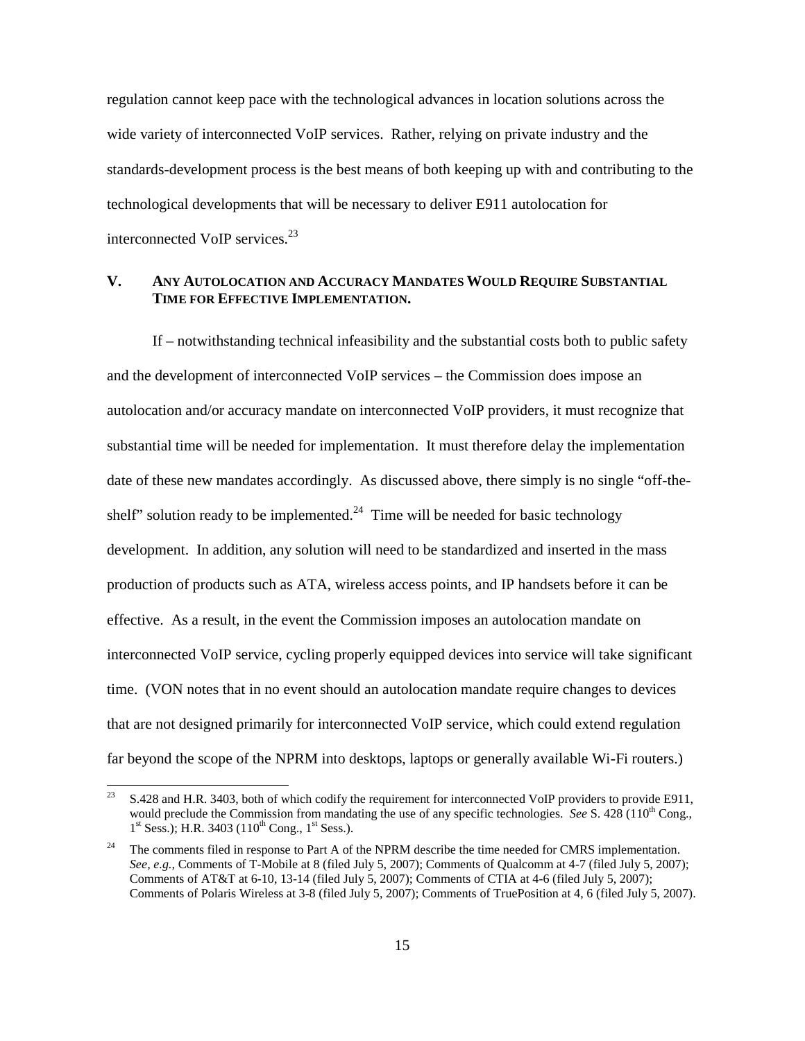regulation cannot keep pace with the technological advances in location solutions across the wide variety of interconnected VoIP services. Rather, relying on private industry and the standards-development process is the best means of both keeping up with and contributing to the technological developments that will be necessary to deliver E911 autolocation for interconnected VoIP services.[23]

## V. Any Autolocation and Accuracy Mandates Would Require Substantial Time for Effective Implementation.

If – notwithstanding technical infeasibility and the substantial costs both to public safety and the development of interconnected VoIP services – the Commission does impose an autolocation and/or accuracy mandate on interconnected VoIP providers, it must recognize that substantial time will be needed for implementation. It must therefore delay the implementation date of these new mandates accordingly. As discussed above, there simply is no single "off-the-shelf" solution ready to be implemented.[24] Time will be needed for basic technology development. In addition, any solution will need to be standardized and inserted in the mass production of products such as ATA, wireless access points, and IP handsets before it can be effective. As a result, in the event the Commission imposes an autolocation mandate on interconnected VoIP service, cycling properly equipped devices into service will take significant time. (VON notes that in no event should an autolocation mandate require changes to devices that are not designed primarily for interconnected VoIP service, which could extend regulation far beyond the scope of the NPRM into desktops, laptops or generally available Wi-Fi routers.)

---

[23] S.428 and H.R. 3403, both of which codify the requirement for interconnected VoIP providers to provide E911, would preclude the Commission from mandating the use of any specific technologies. *See* S. 428 (110th Cong., 1st Sess.); H.R. 3403 (110th Cong., 1st Sess.).

[24] The comments filed in response to Part A of the NPRM describe the time needed for CMRS implementation. *See, e.g.,* Comments of T-Mobile at 8 (filed July 5, 2007); Comments of Qualcomm at 4-7 (filed July 5, 2007); Comments of AT&T at 6-10, 13-14 (filed July 5, 2007); Comments of CTIA at 4-6 (filed July 5, 2007); Comments of Polaris Wireless at 3-8 (filed July 5, 2007); Comments of TruePosition at 4, 6 (filed July 5, 2007).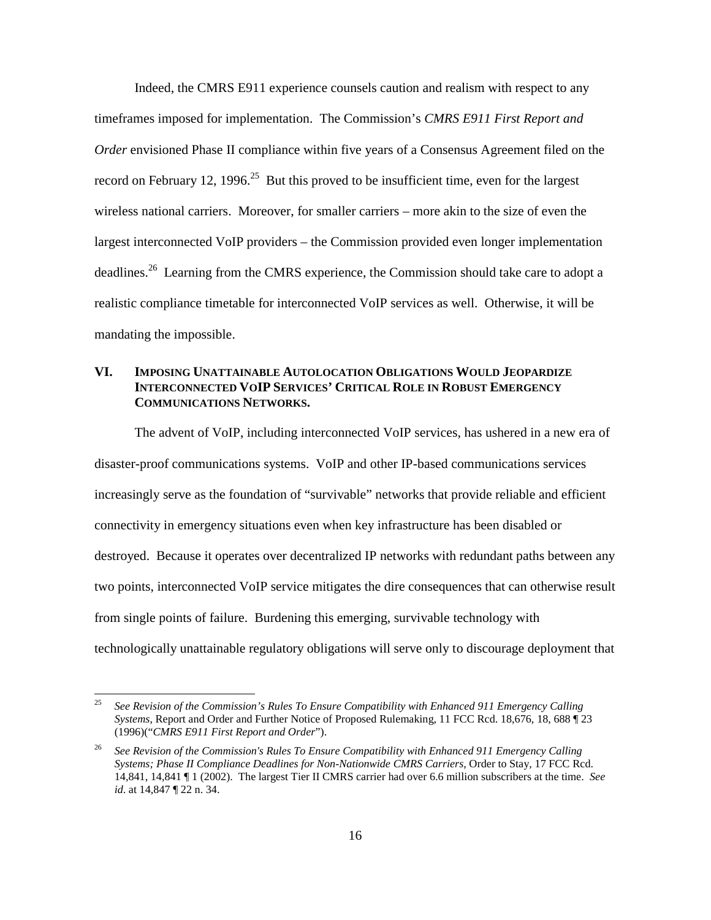Indeed, the CMRS E911 experience counsels caution and realism with respect to any timeframes imposed for implementation. The Commission's *CMRS E911 First Report and Order* envisioned Phase II compliance within five years of a Consensus Agreement filed on the record on February 12, 1996.[25] But this proved to be insufficient time, even for the largest wireless national carriers. Moreover, for smaller carriers – more akin to the size of even the largest interconnected VoIP providers – the Commission provided even longer implementation deadlines.[26] Learning from the CMRS experience, the Commission should take care to adopt a realistic compliance timetable for interconnected VoIP services as well. Otherwise, it will be mandating the impossible.

## VI. IMPOSING UNATTAINABLE AUTOLOCATION OBLIGATIONS WOULD JEOPARDIZE INTERCONNECTED VOIP SERVICES' CRITICAL ROLE IN ROBUST EMERGENCY COMMUNICATIONS NETWORKS.

The advent of VoIP, including interconnected VoIP services, has ushered in a new era of disaster-proof communications systems. VoIP and other IP-based communications services increasingly serve as the foundation of "survivable" networks that provide reliable and efficient connectivity in emergency situations even when key infrastructure has been disabled or destroyed. Because it operates over decentralized IP networks with redundant paths between any two points, interconnected VoIP service mitigates the dire consequences that can otherwise result from single points of failure. Burdening this emerging, survivable technology with technologically unattainable regulatory obligations will serve only to discourage deployment that

---

[25] *See Revision of the Commission's Rules To Ensure Compatibility with Enhanced 911 Emergency Calling Systems*, Report and Order and Further Notice of Proposed Rulemaking, 11 FCC Rcd. 18,676, 18, 688 ¶ 23 (1996)("*CMRS E911 First Report and Order*").

[26] *See Revision of the Commission's Rules To Ensure Compatibility with Enhanced 911 Emergency Calling Systems; Phase II Compliance Deadlines for Non-Nationwide CMRS Carriers*, Order to Stay, 17 FCC Rcd. 14,841, 14,841 ¶ 1 (2002). The largest Tier II CMRS carrier had over 6.6 million subscribers at the time. *See id.* at 14,847 ¶ 22 n. 34.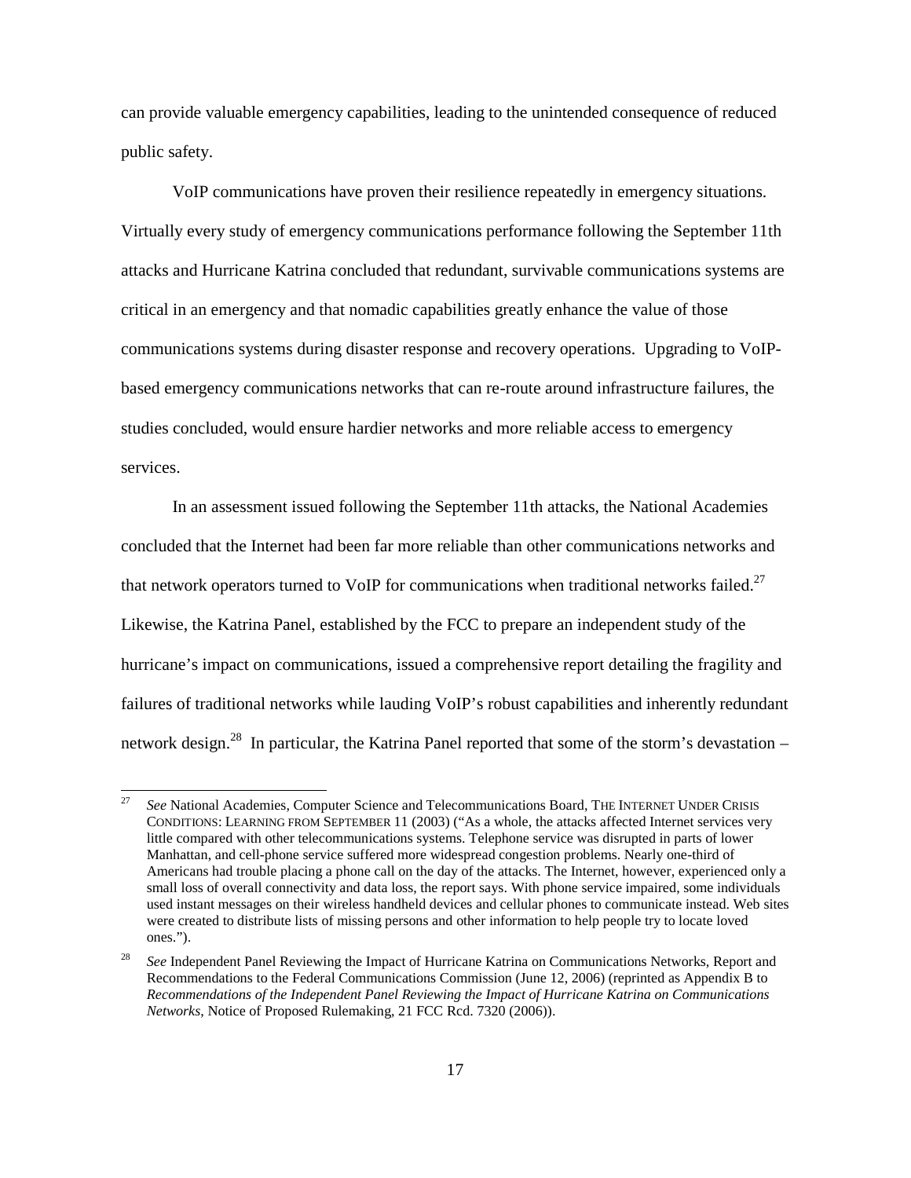can provide valuable emergency capabilities, leading to the unintended consequence of reduced public safety.

VoIP communications have proven their resilience repeatedly in emergency situations. Virtually every study of emergency communications performance following the September 11th attacks and Hurricane Katrina concluded that redundant, survivable communications systems are critical in an emergency and that nomadic capabilities greatly enhance the value of those communications systems during disaster response and recovery operations. Upgrading to VoIP-based emergency communications networks that can re-route around infrastructure failures, the studies concluded, would ensure hardier networks and more reliable access to emergency services.

In an assessment issued following the September 11th attacks, the National Academies concluded that the Internet had been far more reliable than other communications networks and that network operators turned to VoIP for communications when traditional networks failed.[27] Likewise, the Katrina Panel, established by the FCC to prepare an independent study of the hurricane's impact on communications, issued a comprehensive report detailing the fragility and failures of traditional networks while lauding VoIP's robust capabilities and inherently redundant network design.[28] In particular, the Katrina Panel reported that some of the storm's devastation –

---

[27] *See* National Academies, Computer Science and Telecommunications Board, THE INTERNET UNDER CRISIS CONDITIONS: LEARNING FROM SEPTEMBER 11 (2003) ("As a whole, the attacks affected Internet services very little compared with other telecommunications systems. Telephone service was disrupted in parts of lower Manhattan, and cell-phone service suffered more widespread congestion problems. Nearly one-third of Americans had trouble placing a phone call on the day of the attacks. The Internet, however, experienced only a small loss of overall connectivity and data loss, the report says. With phone service impaired, some individuals used instant messages on their wireless handheld devices and cellular phones to communicate instead. Web sites were created to distribute lists of missing persons and other information to help people try to locate loved ones.").

[28] *See* Independent Panel Reviewing the Impact of Hurricane Katrina on Communications Networks, Report and Recommendations to the Federal Communications Commission (June 12, 2006) (reprinted as Appendix B to *Recommendations of the Independent Panel Reviewing the Impact of Hurricane Katrina on Communications Networks*, Notice of Proposed Rulemaking, 21 FCC Rcd. 7320 (2006)).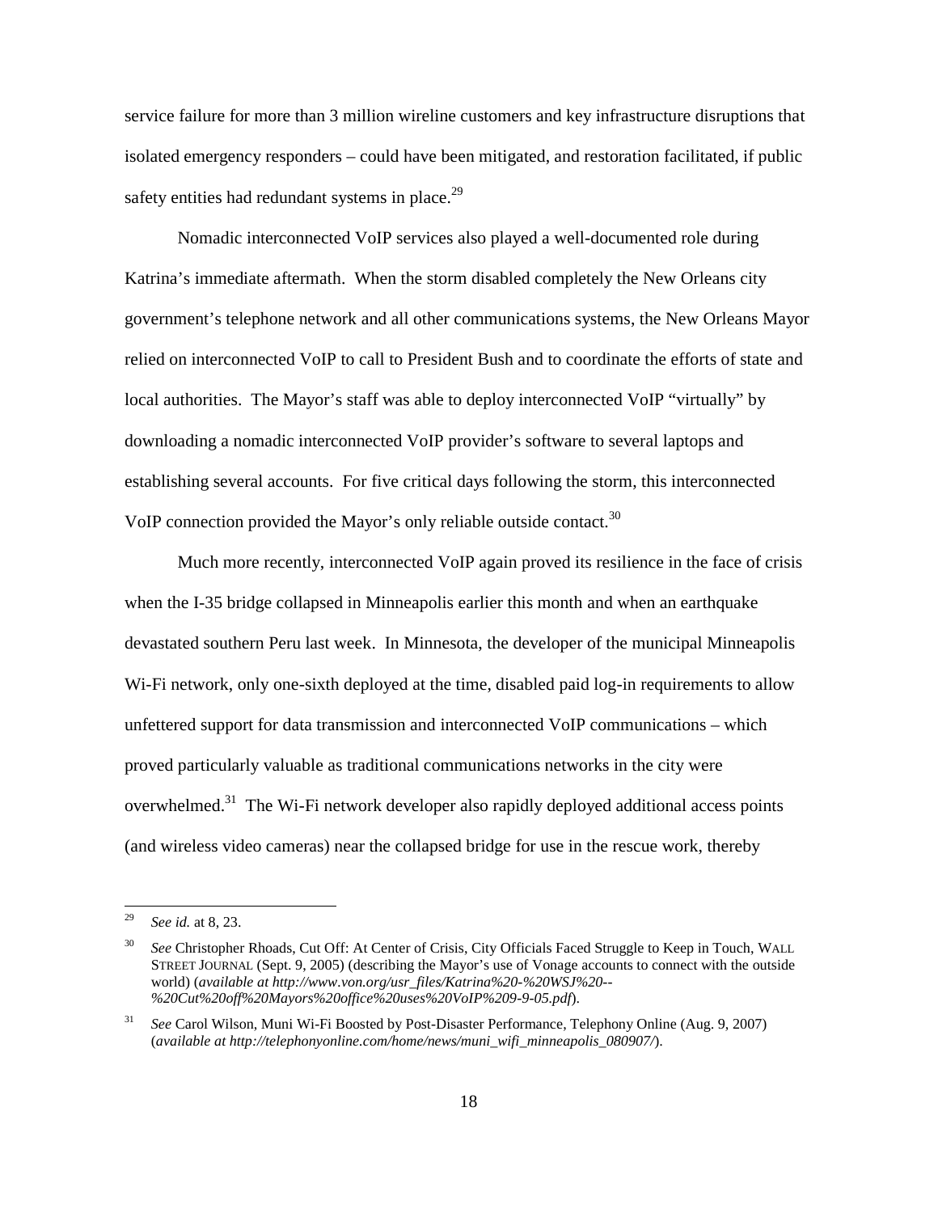service failure for more than 3 million wireline customers and key infrastructure disruptions that isolated emergency responders – could have been mitigated, and restoration facilitated, if public safety entities had redundant systems in place.[29]

Nomadic interconnected VoIP services also played a well-documented role during Katrina's immediate aftermath. When the storm disabled completely the New Orleans city government's telephone network and all other communications systems, the New Orleans Mayor relied on interconnected VoIP to call to President Bush and to coordinate the efforts of state and local authorities. The Mayor's staff was able to deploy interconnected VoIP "virtually" by downloading a nomadic interconnected VoIP provider's software to several laptops and establishing several accounts. For five critical days following the storm, this interconnected VoIP connection provided the Mayor's only reliable outside contact.[30]

Much more recently, interconnected VoIP again proved its resilience in the face of crisis when the I-35 bridge collapsed in Minneapolis earlier this month and when an earthquake devastated southern Peru last week. In Minnesota, the developer of the municipal Minneapolis Wi-Fi network, only one-sixth deployed at the time, disabled paid log-in requirements to allow unfettered support for data transmission and interconnected VoIP communications – which proved particularly valuable as traditional communications networks in the city were overwhelmed.[31] The Wi-Fi network developer also rapidly deployed additional access points (and wireless video cameras) near the collapsed bridge for use in the rescue work, thereby

---

[29] *See id.* at 8, 23.

[30] *See* Christopher Rhoads, Cut Off: At Center of Crisis, City Officials Faced Struggle to Keep in Touch, WALL STREET JOURNAL (Sept. 9, 2005) (describing the Mayor's use of Vonage accounts to connect with the outside world) (*available at http://www.von.org/usr_files/Katrina%20-%20WSJ%20--%20Cut%20off%20Mayors%20office%20uses%20VoIP%209-9-05.pdf*).

[31] *See* Carol Wilson, Muni Wi-Fi Boosted by Post-Disaster Performance, Telephony Online (Aug. 9, 2007) (*available at http://telephonyonline.com/home/news/muni_wifi_minneapolis_080907/*).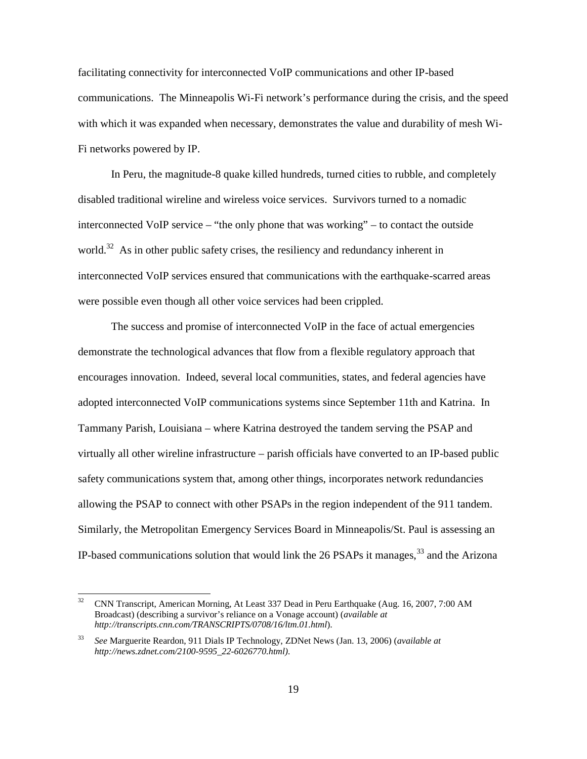facilitating connectivity for interconnected VoIP communications and other IP-based communications. The Minneapolis Wi-Fi network's performance during the crisis, and the speed with which it was expanded when necessary, demonstrates the value and durability of mesh Wi-Fi networks powered by IP.

In Peru, the magnitude-8 quake killed hundreds, turned cities to rubble, and completely disabled traditional wireline and wireless voice services. Survivors turned to a nomadic interconnected VoIP service – "the only phone that was working" – to contact the outside world.[32] As in other public safety crises, the resiliency and redundancy inherent in interconnected VoIP services ensured that communications with the earthquake-scarred areas were possible even though all other voice services had been crippled.

The success and promise of interconnected VoIP in the face of actual emergencies demonstrate the technological advances that flow from a flexible regulatory approach that encourages innovation. Indeed, several local communities, states, and federal agencies have adopted interconnected VoIP communications systems since September 11th and Katrina. In Tammany Parish, Louisiana – where Katrina destroyed the tandem serving the PSAP and virtually all other wireline infrastructure – parish officials have converted to an IP-based public safety communications system that, among other things, incorporates network redundancies allowing the PSAP to connect with other PSAPs in the region independent of the 911 tandem. Similarly, the Metropolitan Emergency Services Board in Minneapolis/St. Paul is assessing an IP-based communications solution that would link the 26 PSAPs it manages,[33] and the Arizona

---

[32] CNN Transcript, American Morning, At Least 337 Dead in Peru Earthquake (Aug. 16, 2007, 7:00 AM Broadcast) (describing a survivor's reliance on a Vonage account) (*available at http://transcripts.cnn.com/TRANSCRIPTS/0708/16/ltm.01.html*).

[33] *See* Marguerite Reardon, 911 Dials IP Technology, ZDNet News (Jan. 13, 2006) (*available at http://news.zdnet.com/2100-9595_22-6026770.html)*.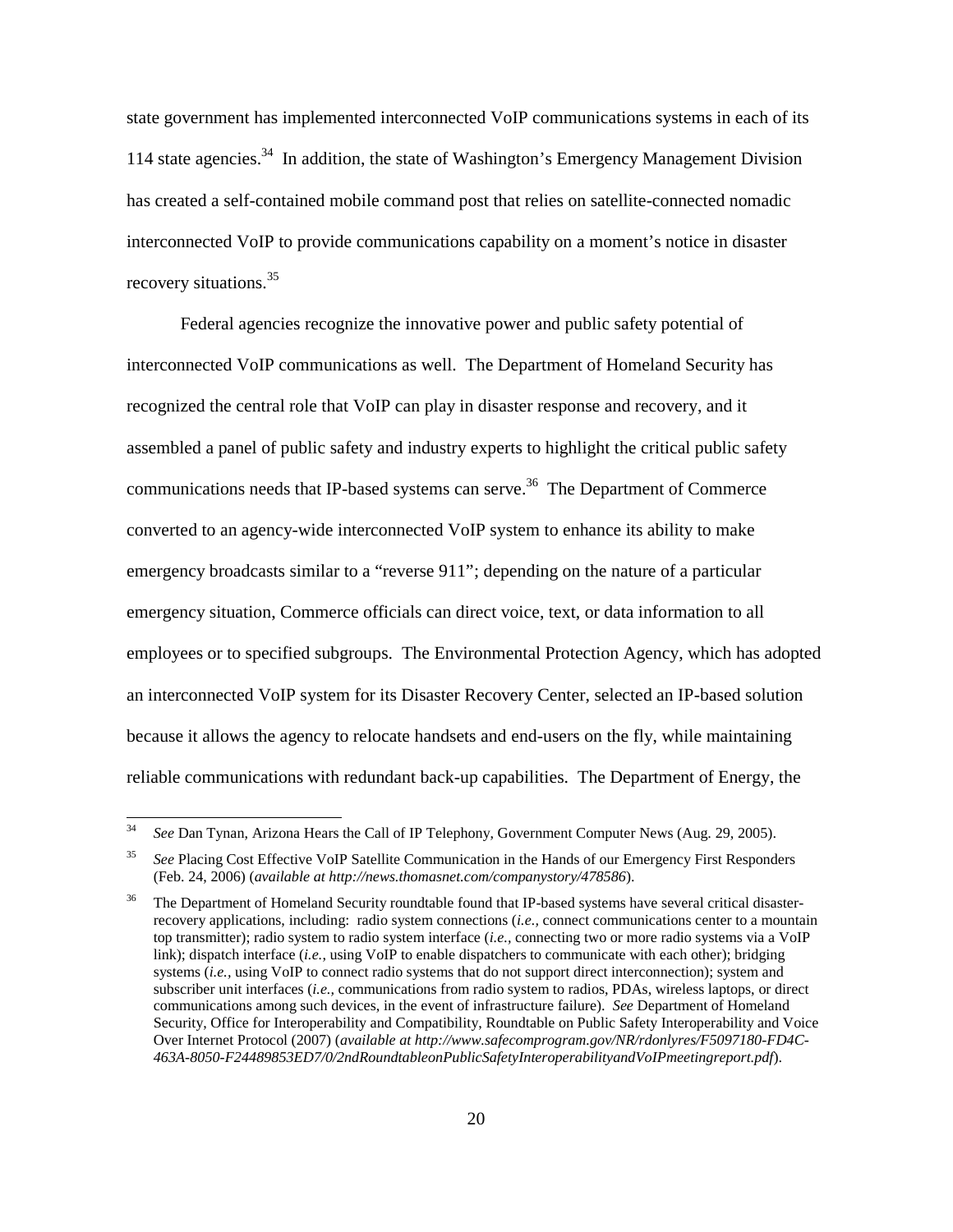state government has implemented interconnected VoIP communications systems in each of its 114 state agencies.[34] In addition, the state of Washington's Emergency Management Division has created a self-contained mobile command post that relies on satellite-connected nomadic interconnected VoIP to provide communications capability on a moment's notice in disaster recovery situations.[35]

Federal agencies recognize the innovative power and public safety potential of interconnected VoIP communications as well. The Department of Homeland Security has recognized the central role that VoIP can play in disaster response and recovery, and it assembled a panel of public safety and industry experts to highlight the critical public safety communications needs that IP-based systems can serve.[36] The Department of Commerce converted to an agency-wide interconnected VoIP system to enhance its ability to make emergency broadcasts similar to a "reverse 911"; depending on the nature of a particular emergency situation, Commerce officials can direct voice, text, or data information to all employees or to specified subgroups. The Environmental Protection Agency, which has adopted an interconnected VoIP system for its Disaster Recovery Center, selected an IP-based solution because it allows the agency to relocate handsets and end-users on the fly, while maintaining reliable communications with redundant back-up capabilities. The Department of Energy, the

---

[34] *See* Dan Tynan, Arizona Hears the Call of IP Telephony, Government Computer News (Aug. 29, 2005).

[35] *See* Placing Cost Effective VoIP Satellite Communication in the Hands of our Emergency First Responders (Feb. 24, 2006) (*available at http://news.thomasnet.com/companystory/478586*).

[36] The Department of Homeland Security roundtable found that IP-based systems have several critical disaster-recovery applications, including: radio system connections (*i.e.,* connect communications center to a mountain top transmitter); radio system to radio system interface (*i.e.,* connecting two or more radio systems via a VoIP link); dispatch interface (*i.e.,* using VoIP to enable dispatchers to communicate with each other); bridging systems (*i.e.,* using VoIP to connect radio systems that do not support direct interconnection); system and subscriber unit interfaces (*i.e.,* communications from radio system to radios, PDAs, wireless laptops, or direct communications among such devices, in the event of infrastructure failure). *See* Department of Homeland Security, Office for Interoperability and Compatibility, Roundtable on Public Safety Interoperability and Voice Over Internet Protocol (2007) (*available at http://www.safecomprogram.gov/NR/rdonlyres/F5097180-FD4C-463A-8050-F24489853ED7/0/2ndRoundtableonPublicSafetyInteroperabilityandVoIPmeetingreport.pdf*).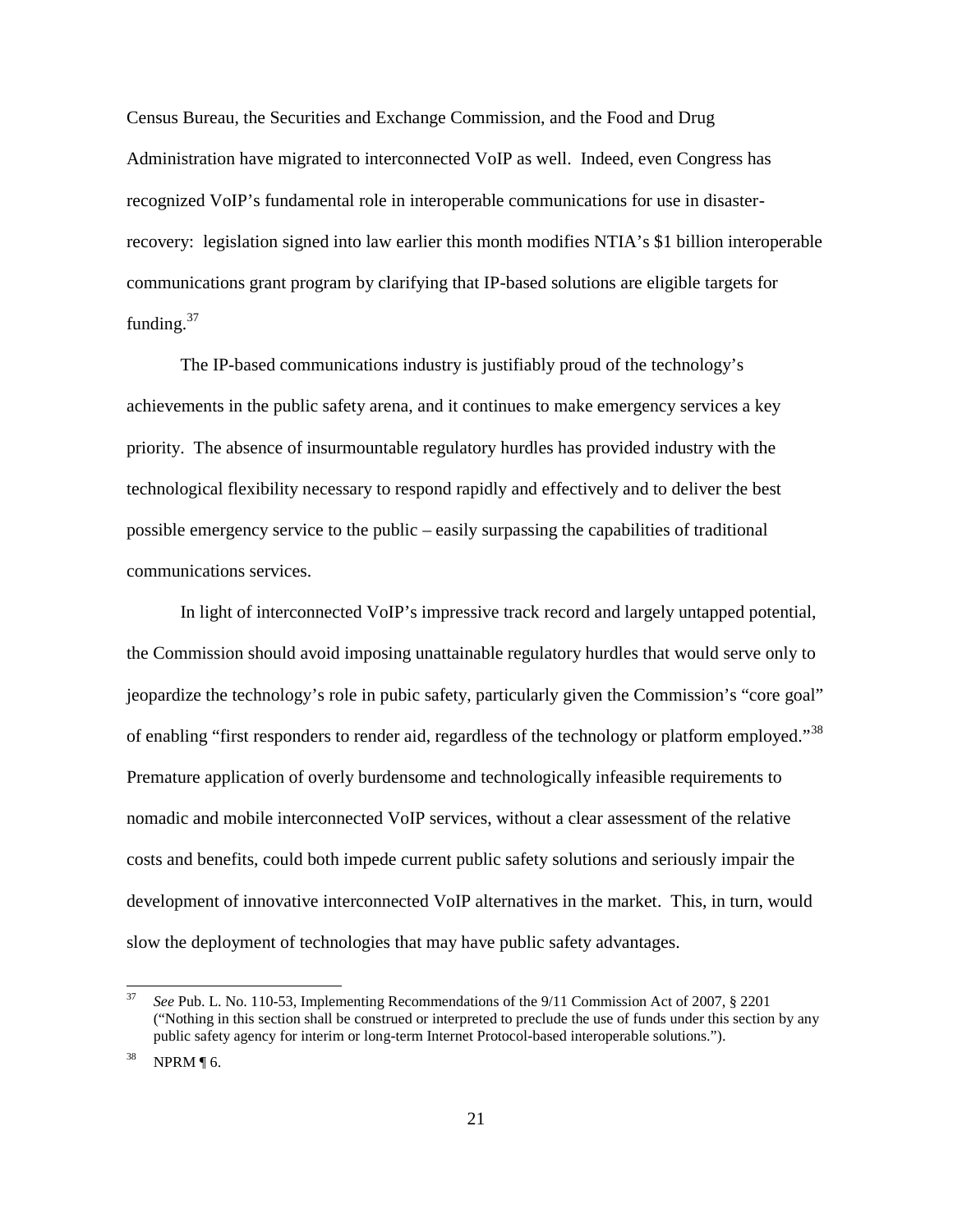Census Bureau, the Securities and Exchange Commission, and the Food and Drug Administration have migrated to interconnected VoIP as well. Indeed, even Congress has recognized VoIP's fundamental role in interoperable communications for use in disaster-recovery: legislation signed into law earlier this month modifies NTIA's $1 billion interoperable communications grant program by clarifying that IP-based solutions are eligible targets for funding.[37]

The IP-based communications industry is justifiably proud of the technology's achievements in the public safety arena, and it continues to make emergency services a key priority. The absence of insurmountable regulatory hurdles has provided industry with the technological flexibility necessary to respond rapidly and effectively and to deliver the best possible emergency service to the public – easily surpassing the capabilities of traditional communications services.

In light of interconnected VoIP's impressive track record and largely untapped potential, the Commission should avoid imposing unattainable regulatory hurdles that would serve only to jeopardize the technology's role in pubic safety, particularly given the Commission's "core goal" of enabling "first responders to render aid, regardless of the technology or platform employed."[38] Premature application of overly burdensome and technologically infeasible requirements to nomadic and mobile interconnected VoIP services, without a clear assessment of the relative costs and benefits, could both impede current public safety solutions and seriously impair the development of innovative interconnected VoIP alternatives in the market. This, in turn, would slow the deployment of technologies that may have public safety advantages.

---

[37] *See* Pub. L. No. 110-53, Implementing Recommendations of the 9/11 Commission Act of 2007, § 2201 ("Nothing in this section shall be construed or interpreted to preclude the use of funds under this section by any public safety agency for interim or long-term Internet Protocol-based interoperable solutions.").

[38] NPRM ¶ 6.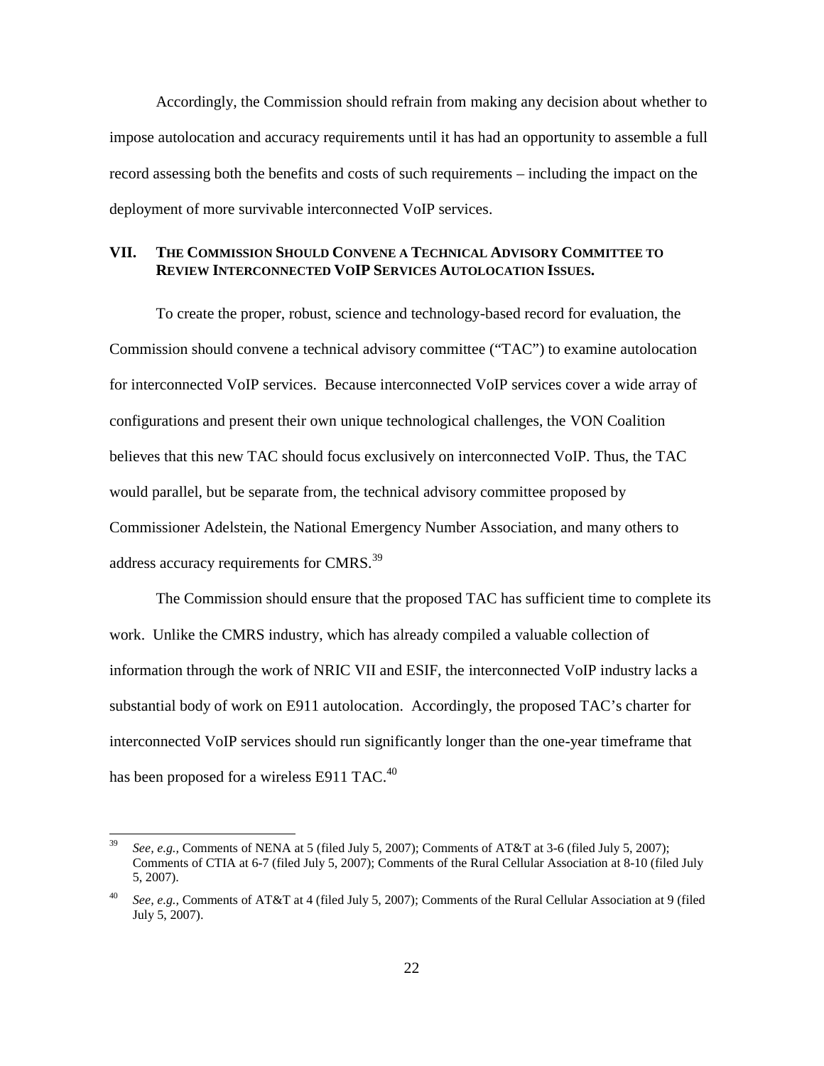Accordingly, the Commission should refrain from making any decision about whether to impose autolocation and accuracy requirements until it has had an opportunity to assemble a full record assessing both the benefits and costs of such requirements – including the impact on the deployment of more survivable interconnected VoIP services.

## VII. THE COMMISSION SHOULD CONVENE A TECHNICAL ADVISORY COMMITTEE TO REVIEW INTERCONNECTED VOIP SERVICES AUTOLOCATION ISSUES.

To create the proper, robust, science and technology-based record for evaluation, the Commission should convene a technical advisory committee ("TAC") to examine autolocation for interconnected VoIP services. Because interconnected VoIP services cover a wide array of configurations and present their own unique technological challenges, the VON Coalition believes that this new TAC should focus exclusively on interconnected VoIP. Thus, the TAC would parallel, but be separate from, the technical advisory committee proposed by Commissioner Adelstein, the National Emergency Number Association, and many others to address accuracy requirements for CMRS.[39]

The Commission should ensure that the proposed TAC has sufficient time to complete its work. Unlike the CMRS industry, which has already compiled a valuable collection of information through the work of NRIC VII and ESIF, the interconnected VoIP industry lacks a substantial body of work on E911 autolocation. Accordingly, the proposed TAC's charter for interconnected VoIP services should run significantly longer than the one-year timeframe that has been proposed for a wireless E911 TAC.[40]

---

[39] *See, e.g.,* Comments of NENA at 5 (filed July 5, 2007); Comments of AT&T at 3-6 (filed July 5, 2007); Comments of CTIA at 6-7 (filed July 5, 2007); Comments of the Rural Cellular Association at 8-10 (filed July 5, 2007).

[40] *See, e.g.,* Comments of AT&T at 4 (filed July 5, 2007); Comments of the Rural Cellular Association at 9 (filed July 5, 2007).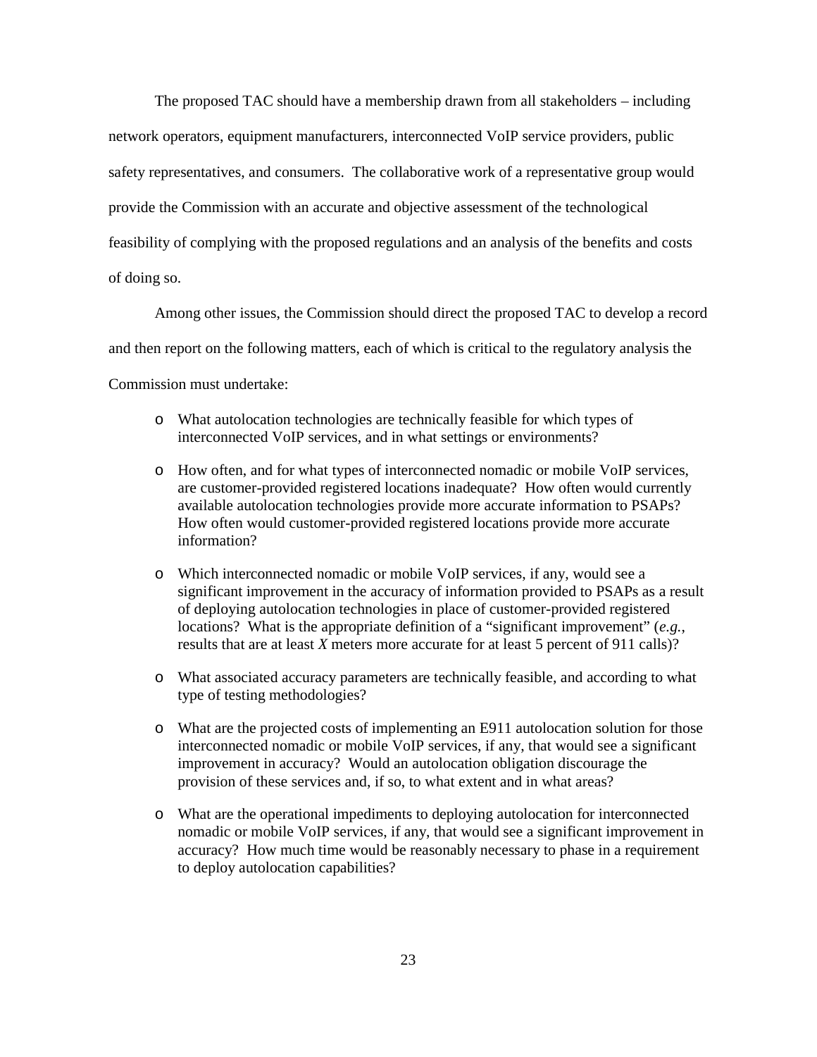The proposed TAC should have a membership drawn from all stakeholders – including network operators, equipment manufacturers, interconnected VoIP service providers, public safety representatives, and consumers. The collaborative work of a representative group would provide the Commission with an accurate and objective assessment of the technological feasibility of complying with the proposed regulations and an analysis of the benefits and costs of doing so.

Among other issues, the Commission should direct the proposed TAC to develop a record and then report on the following matters, each of which is critical to the regulatory analysis the Commission must undertake:

- What autolocation technologies are technically feasible for which types of interconnected VoIP services, and in what settings or environments?
- How often, and for what types of interconnected nomadic or mobile VoIP services, are customer-provided registered locations inadequate? How often would currently available autolocation technologies provide more accurate information to PSAPs? How often would customer-provided registered locations provide more accurate information?
- Which interconnected nomadic or mobile VoIP services, if any, would see a significant improvement in the accuracy of information provided to PSAPs as a result of deploying autolocation technologies in place of customer-provided registered locations? What is the appropriate definition of a "significant improvement" (*e.g.*, results that are at least *X* meters more accurate for at least 5 percent of 911 calls)?
- What associated accuracy parameters are technically feasible, and according to what type of testing methodologies?
- What are the projected costs of implementing an E911 autolocation solution for those interconnected nomadic or mobile VoIP services, if any, that would see a significant improvement in accuracy? Would an autolocation obligation discourage the provision of these services and, if so, to what extent and in what areas?
- What are the operational impediments to deploying autolocation for interconnected nomadic or mobile VoIP services, if any, that would see a significant improvement in accuracy? How much time would be reasonably necessary to phase in a requirement to deploy autolocation capabilities?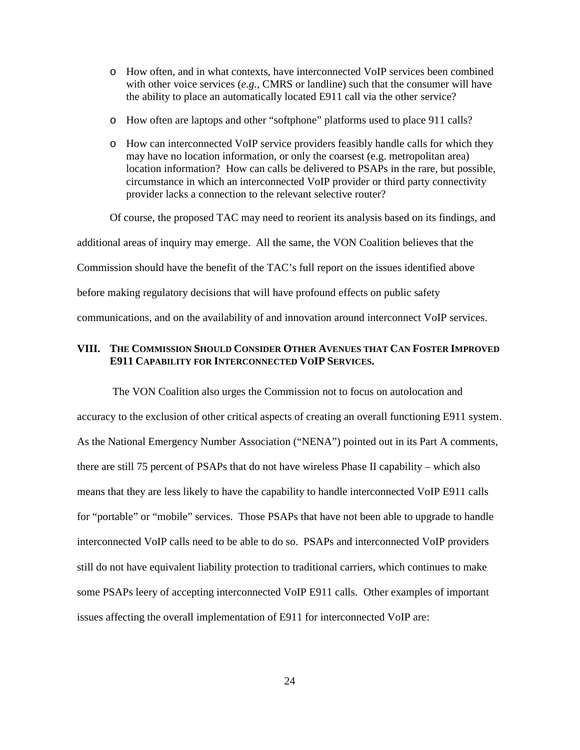- How often, and in what contexts, have interconnected VoIP services been combined with other voice services (*e.g.*, CMRS or landline) such that the consumer will have the ability to place an automatically located E911 call via the other service?
- How often are laptops and other "softphone" platforms used to place 911 calls?
- How can interconnected VoIP service providers feasibly handle calls for which they may have no location information, or only the coarsest (e.g. metropolitan area) location information? How can calls be delivered to PSAPs in the rare, but possible, circumstance in which an interconnected VoIP provider or third party connectivity provider lacks a connection to the relevant selective router?

Of course, the proposed TAC may need to reorient its analysis based on its findings, and additional areas of inquiry may emerge. All the same, the VON Coalition believes that the Commission should have the benefit of the TAC's full report on the issues identified above before making regulatory decisions that will have profound effects on public safety communications, and on the availability of and innovation around interconnect VoIP services.

## VIII. The Commission Should Consider Other Avenues that Can Foster Improved E911 Capability for Interconnected VoIP Services.

The VON Coalition also urges the Commission not to focus on autolocation and accuracy to the exclusion of other critical aspects of creating an overall functioning E911 system. As the National Emergency Number Association ("NENA") pointed out in its Part A comments, there are still 75 percent of PSAPs that do not have wireless Phase II capability – which also means that they are less likely to have the capability to handle interconnected VoIP E911 calls for "portable" or "mobile" services. Those PSAPs that have not been able to upgrade to handle interconnected VoIP calls need to be able to do so. PSAPs and interconnected VoIP providers still do not have equivalent liability protection to traditional carriers, which continues to make some PSAPs leery of accepting interconnected VoIP E911 calls. Other examples of important issues affecting the overall implementation of E911 for interconnected VoIP are: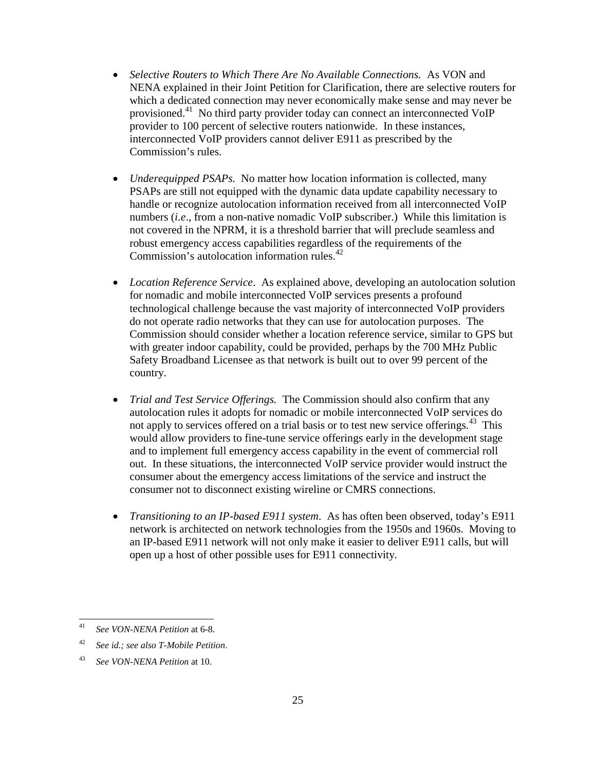- *Selective Routers to Which There Are No Available Connections.* As VON and NENA explained in their Joint Petition for Clarification, there are selective routers for which a dedicated connection may never economically make sense and may never be provisioned.[41] No third party provider today can connect an interconnected VoIP provider to 100 percent of selective routers nationwide. In these instances, interconnected VoIP providers cannot deliver E911 as prescribed by the Commission's rules.

- *Underequipped PSAPs.* No matter how location information is collected, many PSAPs are still not equipped with the dynamic data update capability necessary to handle or recognize autolocation information received from all interconnected VoIP numbers (*i.e*., from a non-native nomadic VoIP subscriber.) While this limitation is not covered in the NPRM, it is a threshold barrier that will preclude seamless and robust emergency access capabilities regardless of the requirements of the Commission's autolocation information rules.[42]

- *Location Reference Service*. As explained above, developing an autolocation solution for nomadic and mobile interconnected VoIP services presents a profound technological challenge because the vast majority of interconnected VoIP providers do not operate radio networks that they can use for autolocation purposes. The Commission should consider whether a location reference service, similar to GPS but with greater indoor capability, could be provided, perhaps by the 700 MHz Public Safety Broadband Licensee as that network is built out to over 99 percent of the country.

- *Trial and Test Service Offerings.* The Commission should also confirm that any autolocation rules it adopts for nomadic or mobile interconnected VoIP services do not apply to services offered on a trial basis or to test new service offerings.[43] This would allow providers to fine-tune service offerings early in the development stage and to implement full emergency access capability in the event of commercial roll out. In these situations, the interconnected VoIP service provider would instruct the consumer about the emergency access limitations of the service and instruct the consumer not to disconnect existing wireline or CMRS connections.

- *Transitioning to an IP-based E911 system*. As has often been observed, today's E911 network is architected on network technologies from the 1950s and 1960s. Moving to an IP-based E911 network will not only make it easier to deliver E911 calls, but will open up a host of other possible uses for E911 connectivity.

---

[41] *See VON-NENA Petition* at 6-8.

[42] *See id.; see also T-Mobile Petition*.

[43] *See VON-NENA Petition* at 10.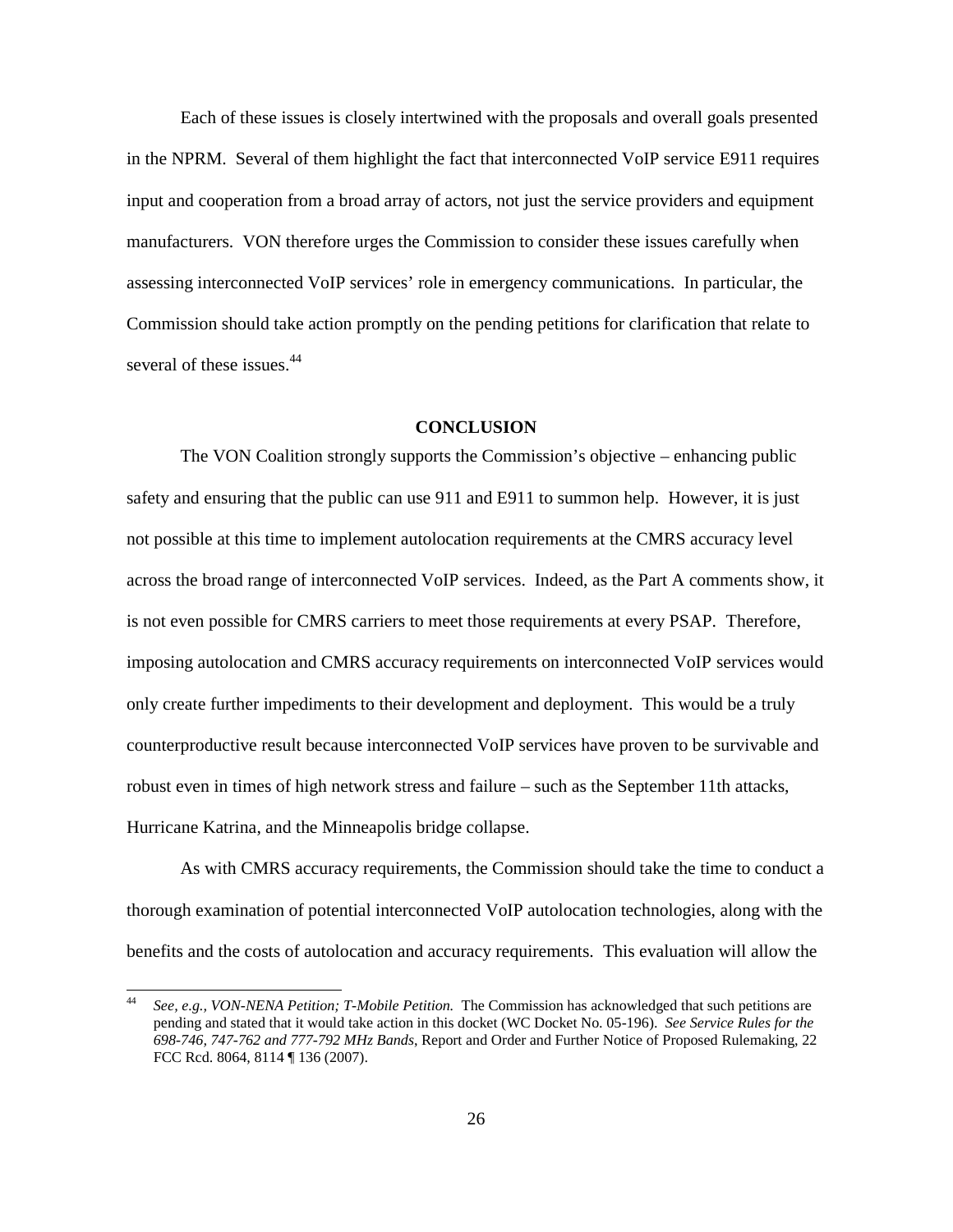Each of these issues is closely intertwined with the proposals and overall goals presented in the NPRM. Several of them highlight the fact that interconnected VoIP service E911 requires input and cooperation from a broad array of actors, not just the service providers and equipment manufacturers. VON therefore urges the Commission to consider these issues carefully when assessing interconnected VoIP services' role in emergency communications. In particular, the Commission should take action promptly on the pending petitions for clarification that relate to several of these issues.[44]

## CONCLUSION

The VON Coalition strongly supports the Commission's objective – enhancing public safety and ensuring that the public can use 911 and E911 to summon help. However, it is just not possible at this time to implement autolocation requirements at the CMRS accuracy level across the broad range of interconnected VoIP services. Indeed, as the Part A comments show, it is not even possible for CMRS carriers to meet those requirements at every PSAP. Therefore, imposing autolocation and CMRS accuracy requirements on interconnected VoIP services would only create further impediments to their development and deployment. This would be a truly counterproductive result because interconnected VoIP services have proven to be survivable and robust even in times of high network stress and failure – such as the September 11th attacks, Hurricane Katrina, and the Minneapolis bridge collapse.

As with CMRS accuracy requirements, the Commission should take the time to conduct a thorough examination of potential interconnected VoIP autolocation technologies, along with the benefits and the costs of autolocation and accuracy requirements. This evaluation will allow the

---

[44] *See, e.g., VON-NENA Petition; T-Mobile Petition.* The Commission has acknowledged that such petitions are pending and stated that it would take action in this docket (WC Docket No. 05-196). *See Service Rules for the 698-746, 747-762 and 777-792 MHz Bands*, Report and Order and Further Notice of Proposed Rulemaking, 22 FCC Rcd. 8064, 8114 ¶ 136 (2007).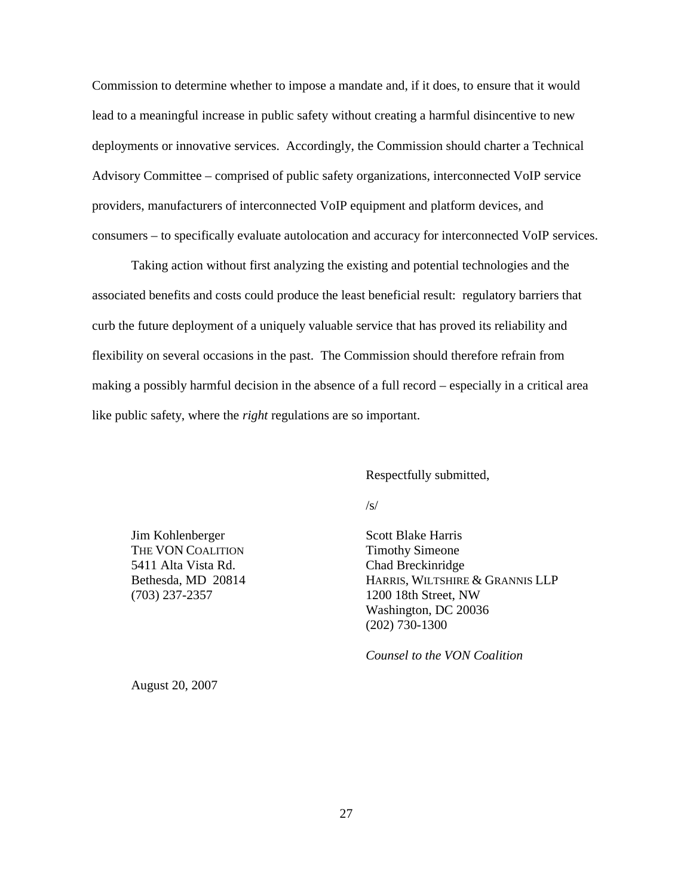Commission to determine whether to impose a mandate and, if it does, to ensure that it would lead to a meaningful increase in public safety without creating a harmful disincentive to new deployments or innovative services. Accordingly, the Commission should charter a Technical Advisory Committee – comprised of public safety organizations, interconnected VoIP service providers, manufacturers of interconnected VoIP equipment and platform devices, and consumers – to specifically evaluate autolocation and accuracy for interconnected VoIP services.

Taking action without first analyzing the existing and potential technologies and the associated benefits and costs could produce the least beneficial result: regulatory barriers that curb the future deployment of a uniquely valuable service that has proved its reliability and flexibility on several occasions in the past. The Commission should therefore refrain from making a possibly harmful decision in the absence of a full record – especially in a critical area like public safety, where the *right* regulations are so important.

Respectfully submitted,

/s/

Jim Kohlenberger
THE VON COALITION
5411 Alta Vista Rd.
Bethesda, MD 20814
(703) 237-2357

Scott Blake Harris
Timothy Simeone
Chad Breckinridge
HARRIS, WILTSHIRE & GRANNIS LLP
1200 18th Street, NW
Washington, DC 20036
(202) 730-1300

*Counsel to the VON Coalition*

August 20, 2007